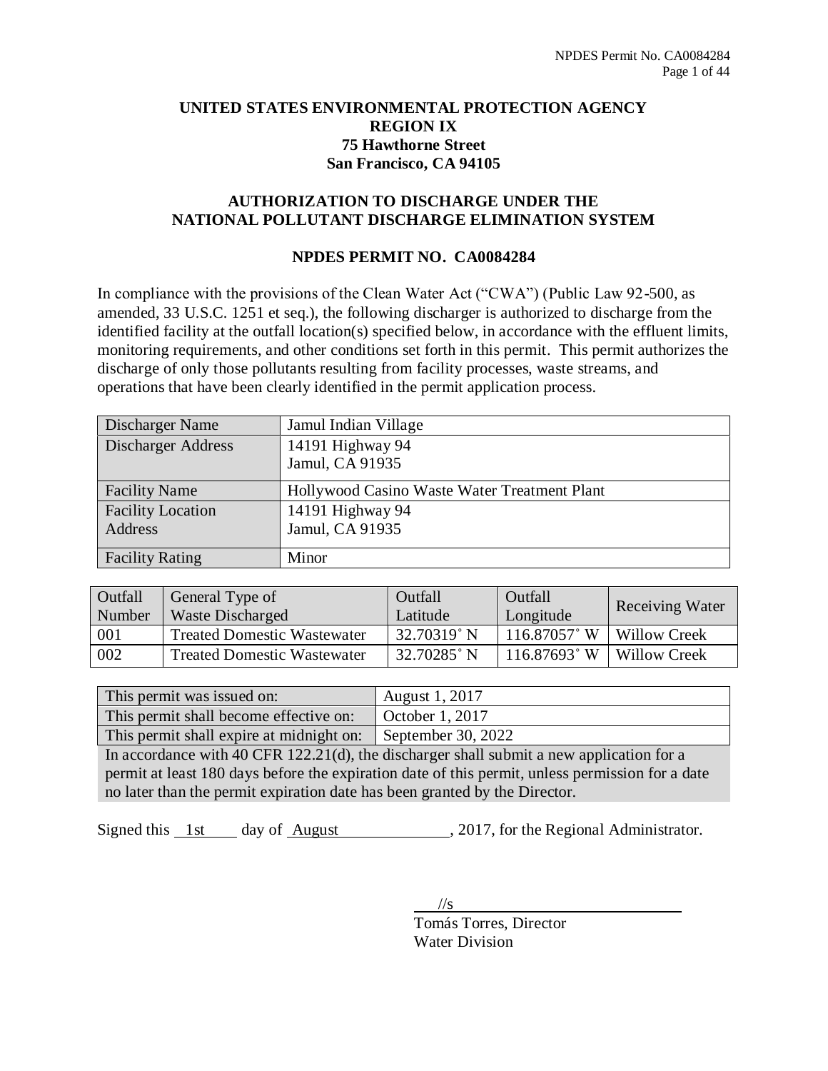**UNITED STATES ENVIRONMENTAL PROTECTION AGENCY**
**REGION IX**
**75 Hawthorne Street**
**San Francisco, CA 94105**

**AUTHORIZATION TO DISCHARGE UNDER THE**
**NATIONAL POLLUTANT DISCHARGE ELIMINATION SYSTEM**

**NPDES PERMIT NO. CA0084284**

In compliance with the provisions of the Clean Water Act ("CWA") (Public Law 92-500, as amended, 33 U.S.C. 1251 et seq.), the following discharger is authorized to discharge from the identified facility at the outfall location(s) specified below, in accordance with the effluent limits, monitoring requirements, and other conditions set forth in this permit. This permit authorizes the discharge of only those pollutants resulting from facility processes, waste streams, and operations that have been clearly identified in the permit application process.

| | |
|---|---|
| Discharger Name | Jamul Indian Village |
| Discharger Address | 14191 Highway 94<br>Jamul, CA 91935 |
| Facility Name | Hollywood Casino Waste Water Treatment Plant |
| Facility Location Address | 14191 Highway 94<br>Jamul, CA 91935 |
| Facility Rating | Minor |

| Outfall Number | General Type of Waste Discharged | Outfall Latitude | Outfall Longitude | Receiving Water |
|---|---|---|---|---|
| 001 | Treated Domestic Wastewater | 32.70319˚ N | 116.87057˚ W | Willow Creek |
| 002 | Treated Domestic Wastewater | 32.70285˚ N | 116.87693˚ W | Willow Creek |

| | |
|---|---|
| This permit was issued on: | August 1, 2017 |
| This permit shall become effective on: | October 1, 2017 |
| This permit shall expire at midnight on: | September 30, 2022 |

In accordance with 40 CFR 122.21(d), the discharger shall submit a new application for a permit at least 180 days before the expiration date of this permit, unless permission for a date no later than the permit expiration date has been granted by the Director.

Signed this 1st day of August, 2017, for the Regional Administrator.

//s

Tomás Torres, Director
Water Division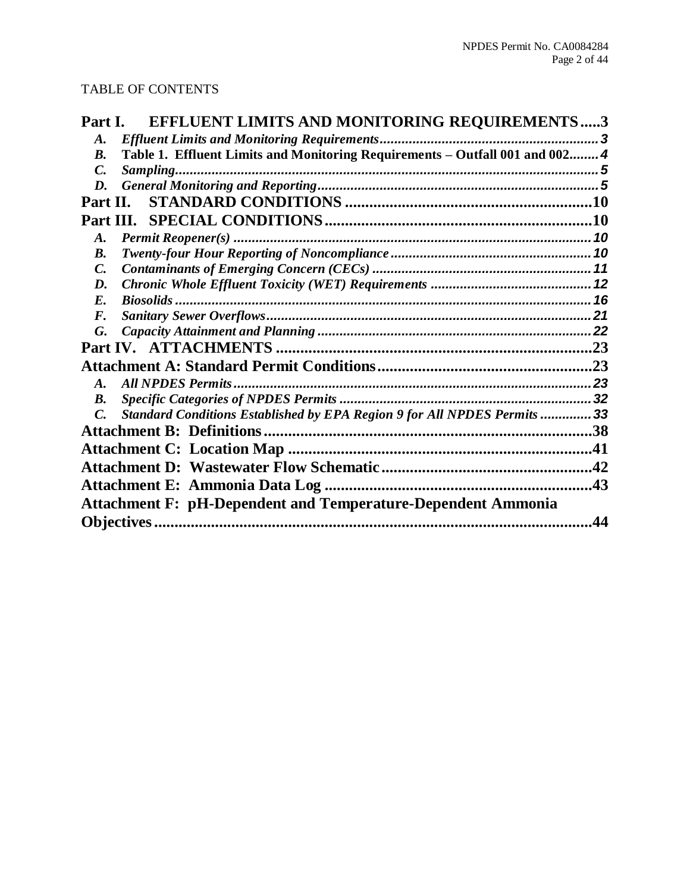TABLE OF CONTENTS

**Part I. EFFLUENT LIMITS AND MONITORING REQUIREMENTS.....3**

- *A. Effluent Limits and Monitoring Requirements.........3*
- **B. Table 1. Effluent Limits and Monitoring Requirements – Outfall 001 and 002........4**
- *C. Sampling.........5*
- *D. General Monitoring and Reporting.........5*

**Part II. STANDARD CONDITIONS.........10**

**Part III. SPECIAL CONDITIONS.........10**

- *A. Permit Reopener(s).........10*
- *B. Twenty-four Hour Reporting of Noncompliance.........10*
- *C. Contaminants of Emerging Concern (CECs).........11*
- *D. Chronic Whole Effluent Toxicity (WET) Requirements.........12*
- *E. Biosolids.........16*
- *F. Sanitary Sewer Overflows.........21*
- *G. Capacity Attainment and Planning.........22*

**Part IV. ATTACHMENTS.........23**

**Attachment A: Standard Permit Conditions.........23**

- *A. All NPDES Permits.........23*
- *B. Specific Categories of NPDES Permits.........32*
- *C. Standard Conditions Established by EPA Region 9 for All NPDES Permits.........33*

**Attachment B: Definitions.........38**

**Attachment C: Location Map.........41**

**Attachment D: Wastewater Flow Schematic.........42**

**Attachment E: Ammonia Data Log.........43**

**Attachment F: pH-Dependent and Temperature-Dependent Ammonia Objectives.........44**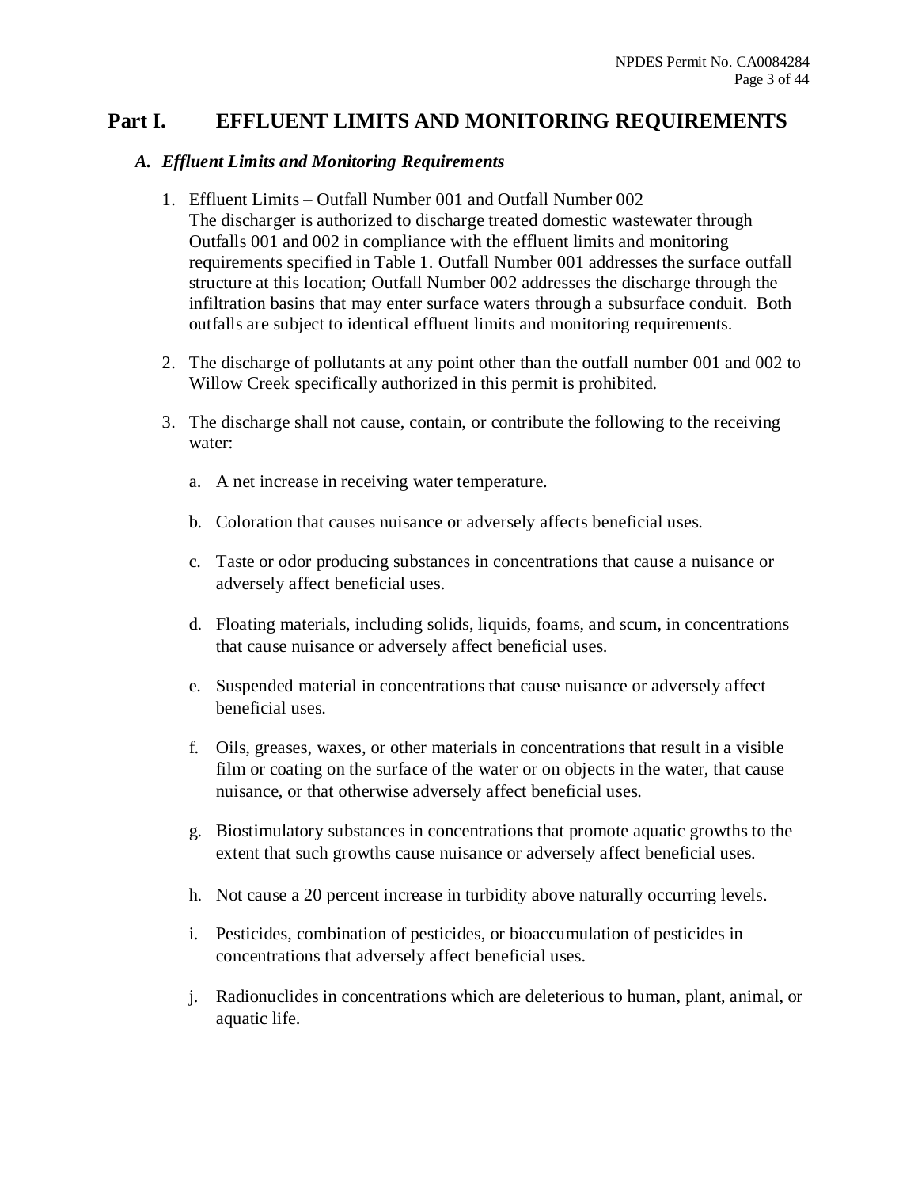# Part I. EFFLUENT LIMITS AND MONITORING REQUIREMENTS

### *A. Effluent Limits and Monitoring Requirements*

1. Effluent Limits – Outfall Number 001 and Outfall Number 002
   The discharger is authorized to discharge treated domestic wastewater through Outfalls 001 and 002 in compliance with the effluent limits and monitoring requirements specified in Table 1. Outfall Number 001 addresses the surface outfall structure at this location; Outfall Number 002 addresses the discharge through the infiltration basins that may enter surface waters through a subsurface conduit. Both outfalls are subject to identical effluent limits and monitoring requirements.

2. The discharge of pollutants at any point other than the outfall number 001 and 002 to Willow Creek specifically authorized in this permit is prohibited.

3. The discharge shall not cause, contain, or contribute the following to the receiving water:

   a. A net increase in receiving water temperature.

   b. Coloration that causes nuisance or adversely affects beneficial uses.

   c. Taste or odor producing substances in concentrations that cause a nuisance or adversely affect beneficial uses.

   d. Floating materials, including solids, liquids, foams, and scum, in concentrations that cause nuisance or adversely affect beneficial uses.

   e. Suspended material in concentrations that cause nuisance or adversely affect beneficial uses.

   f. Oils, greases, waxes, or other materials in concentrations that result in a visible film or coating on the surface of the water or on objects in the water, that cause nuisance, or that otherwise adversely affect beneficial uses.

   g. Biostimulatory substances in concentrations that promote aquatic growths to the extent that such growths cause nuisance or adversely affect beneficial uses.

   h. Not cause a 20 percent increase in turbidity above naturally occurring levels.

   i. Pesticides, combination of pesticides, or bioaccumulation of pesticides in concentrations that adversely affect beneficial uses.

   j. Radionuclides in concentrations which are deleterious to human, plant, animal, or aquatic life.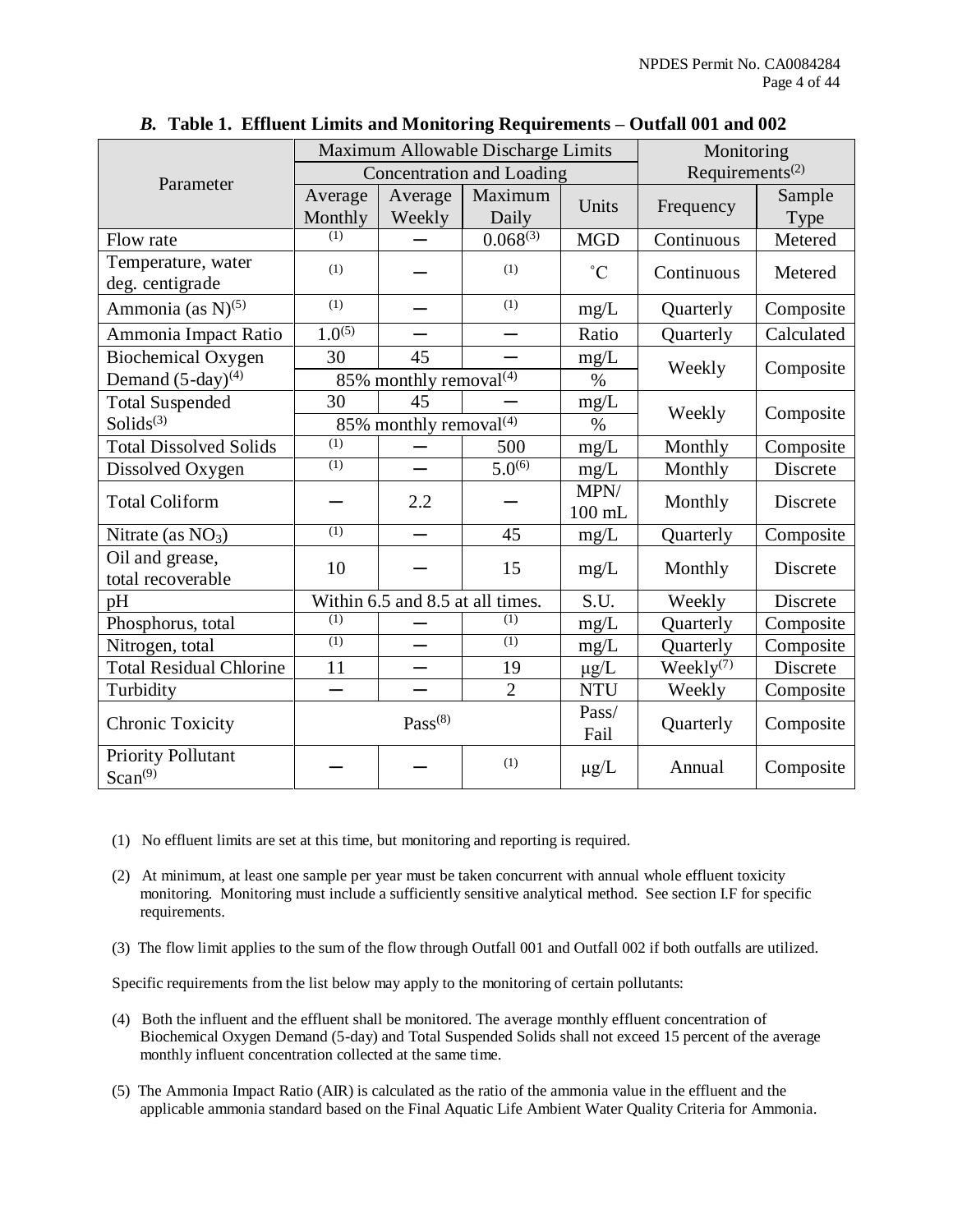### *B.* Table 1. Effluent Limits and Monitoring Requirements – Outfall 001 and 002

| Parameter | Maximum Allowable Discharge Limits | | | | Monitoring Requirements[(2)] | |
|---|---|---|---|---|---|---|
| | Concentration and Loading | | | | | |
| | Average Monthly | Average Weekly | Maximum Daily | Units | Frequency | Sample Type |
| Flow rate | (1) | — | 0.068[(3)] | MGD | Continuous | Metered |
| Temperature, water deg. centigrade | (1) | — | (1) | ˚C | Continuous | Metered |
| Ammonia (as N)[(5)] | (1) | — | (1) | mg/L | Quarterly | Composite |
| Ammonia Impact Ratio | 1.0[(5)] | — | — | Ratio | Quarterly | Calculated |
| Biochemical Oxygen Demand (5-day)[(4)] | 30 | 45 | — | mg/L | Weekly | Composite |
| | 85% monthly removal[(4)] | | | % | | |
| Total Suspended Solids[(3)] | 30 | 45 | — | mg/L | Weekly | Composite |
| | 85% monthly removal[(4)] | | | % | | |
| Total Dissolved Solids | (1) | — | 500 | mg/L | Monthly | Composite |
| Dissolved Oxygen | (1) | — | 5.0[(6)] | mg/L | Monthly | Discrete |
| Total Coliform | — | 2.2 | — | MPN/ 100 mL | Monthly | Discrete |
| Nitrate (as $NO_3$) | (1) | — | 45 | mg/L | Quarterly | Composite |
| Oil and grease, total recoverable | 10 | — | 15 | mg/L | Monthly | Discrete |
| pH | Within 6.5 and 8.5 at all times. | | | S.U. | Weekly | Discrete |
| Phosphorus, total | (1) | — | (1) | mg/L | Quarterly | Composite |
| Nitrogen, total | (1) | — | (1) | mg/L | Quarterly | Composite |
| Total Residual Chlorine | 11 | — | 19 | μg/L | Weekly[(7)] | Discrete |
| Turbidity | — | — | 2 | NTU | Weekly | Composite |
| Chronic Toxicity | Pass[(8)] | | | Pass/ Fail | Quarterly | Composite |
| Priority Pollutant Scan[(9)] | — | — | (1) | μg/L | Annual | Composite |

(1) No effluent limits are set at this time, but monitoring and reporting is required.

(2) At minimum, at least one sample per year must be taken concurrent with annual whole effluent toxicity monitoring. Monitoring must include a sufficiently sensitive analytical method. See section I.F for specific requirements.

(3) The flow limit applies to the sum of the flow through Outfall 001 and Outfall 002 if both outfalls are utilized.

Specific requirements from the list below may apply to the monitoring of certain pollutants:

(4) Both the influent and the effluent shall be monitored. The average monthly effluent concentration of Biochemical Oxygen Demand (5-day) and Total Suspended Solids shall not exceed 15 percent of the average monthly influent concentration collected at the same time.

(5) The Ammonia Impact Ratio (AIR) is calculated as the ratio of the ammonia value in the effluent and the applicable ammonia standard based on the Final Aquatic Life Ambient Water Quality Criteria for Ammonia.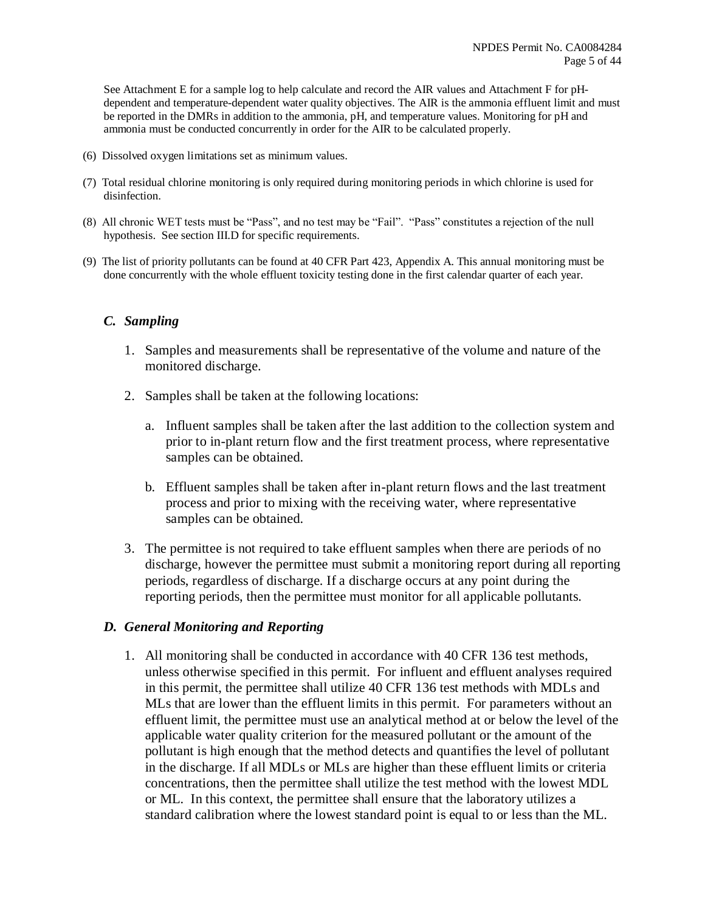See Attachment E for a sample log to help calculate and record the AIR values and Attachment F for pH-dependent and temperature-dependent water quality objectives. The AIR is the ammonia effluent limit and must be reported in the DMRs in addition to the ammonia, pH, and temperature values. Monitoring for pH and ammonia must be conducted concurrently in order for the AIR to be calculated properly.

(6) Dissolved oxygen limitations set as minimum values.

(7) Total residual chlorine monitoring is only required during monitoring periods in which chlorine is used for disinfection.

(8) All chronic WET tests must be "Pass", and no test may be "Fail". "Pass" constitutes a rejection of the null hypothesis. See section III.D for specific requirements.

(9) The list of priority pollutants can be found at 40 CFR Part 423, Appendix A. This annual monitoring must be done concurrently with the whole effluent toxicity testing done in the first calendar quarter of each year.

### *C. Sampling*

1. Samples and measurements shall be representative of the volume and nature of the monitored discharge.

2. Samples shall be taken at the following locations:

   a. Influent samples shall be taken after the last addition to the collection system and prior to in-plant return flow and the first treatment process, where representative samples can be obtained.

   b. Effluent samples shall be taken after in-plant return flows and the last treatment process and prior to mixing with the receiving water, where representative samples can be obtained.

3. The permittee is not required to take effluent samples when there are periods of no discharge, however the permittee must submit a monitoring report during all reporting periods, regardless of discharge. If a discharge occurs at any point during the reporting periods, then the permittee must monitor for all applicable pollutants.

### *D. General Monitoring and Reporting*

1. All monitoring shall be conducted in accordance with 40 CFR 136 test methods, unless otherwise specified in this permit. For influent and effluent analyses required in this permit, the permittee shall utilize 40 CFR 136 test methods with MDLs and MLs that are lower than the effluent limits in this permit. For parameters without an effluent limit, the permittee must use an analytical method at or below the level of the applicable water quality criterion for the measured pollutant or the amount of the pollutant is high enough that the method detects and quantifies the level of pollutant in the discharge. If all MDLs or MLs are higher than these effluent limits or criteria concentrations, then the permittee shall utilize the test method with the lowest MDL or ML. In this context, the permittee shall ensure that the laboratory utilizes a standard calibration where the lowest standard point is equal to or less than the ML.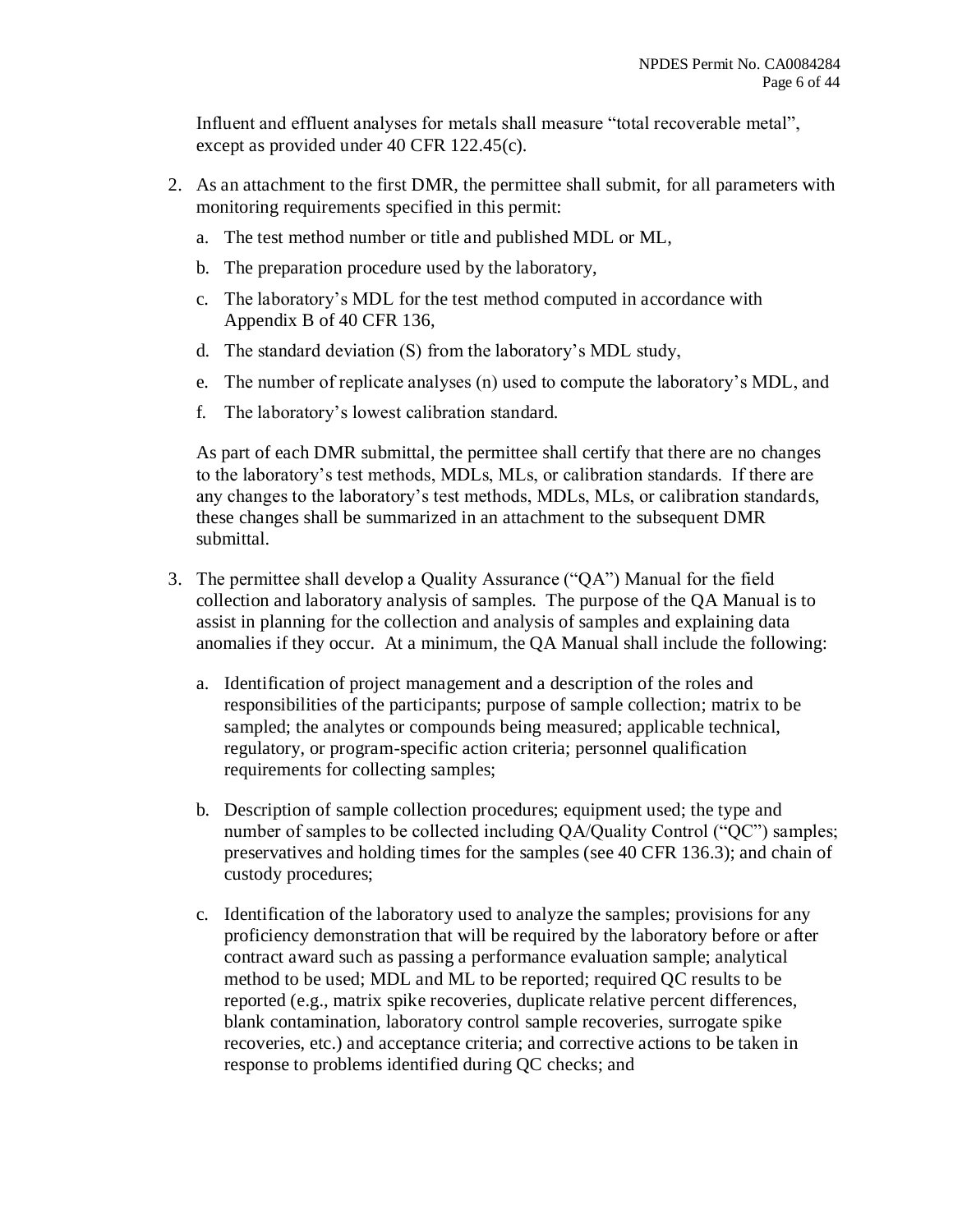Influent and effluent analyses for metals shall measure "total recoverable metal", except as provided under 40 CFR 122.45(c).

2. As an attachment to the first DMR, the permittee shall submit, for all parameters with monitoring requirements specified in this permit:

   a. The test method number or title and published MDL or ML,

   b. The preparation procedure used by the laboratory,

   c. The laboratory's MDL for the test method computed in accordance with Appendix B of 40 CFR 136,

   d. The standard deviation (S) from the laboratory's MDL study,

   e. The number of replicate analyses (n) used to compute the laboratory's MDL, and

   f. The laboratory's lowest calibration standard.

   As part of each DMR submittal, the permittee shall certify that there are no changes to the laboratory's test methods, MDLs, MLs, or calibration standards. If there are any changes to the laboratory's test methods, MDLs, MLs, or calibration standards, these changes shall be summarized in an attachment to the subsequent DMR submittal.

3. The permittee shall develop a Quality Assurance ("QA") Manual for the field collection and laboratory analysis of samples. The purpose of the QA Manual is to assist in planning for the collection and analysis of samples and explaining data anomalies if they occur. At a minimum, the QA Manual shall include the following:

   a. Identification of project management and a description of the roles and responsibilities of the participants; purpose of sample collection; matrix to be sampled; the analytes or compounds being measured; applicable technical, regulatory, or program-specific action criteria; personnel qualification requirements for collecting samples;

   b. Description of sample collection procedures; equipment used; the type and number of samples to be collected including QA/Quality Control ("QC") samples; preservatives and holding times for the samples (see 40 CFR 136.3); and chain of custody procedures;

   c. Identification of the laboratory used to analyze the samples; provisions for any proficiency demonstration that will be required by the laboratory before or after contract award such as passing a performance evaluation sample; analytical method to be used; MDL and ML to be reported; required QC results to be reported (e.g., matrix spike recoveries, duplicate relative percent differences, blank contamination, laboratory control sample recoveries, surrogate spike recoveries, etc.) and acceptance criteria; and corrective actions to be taken in response to problems identified during QC checks; and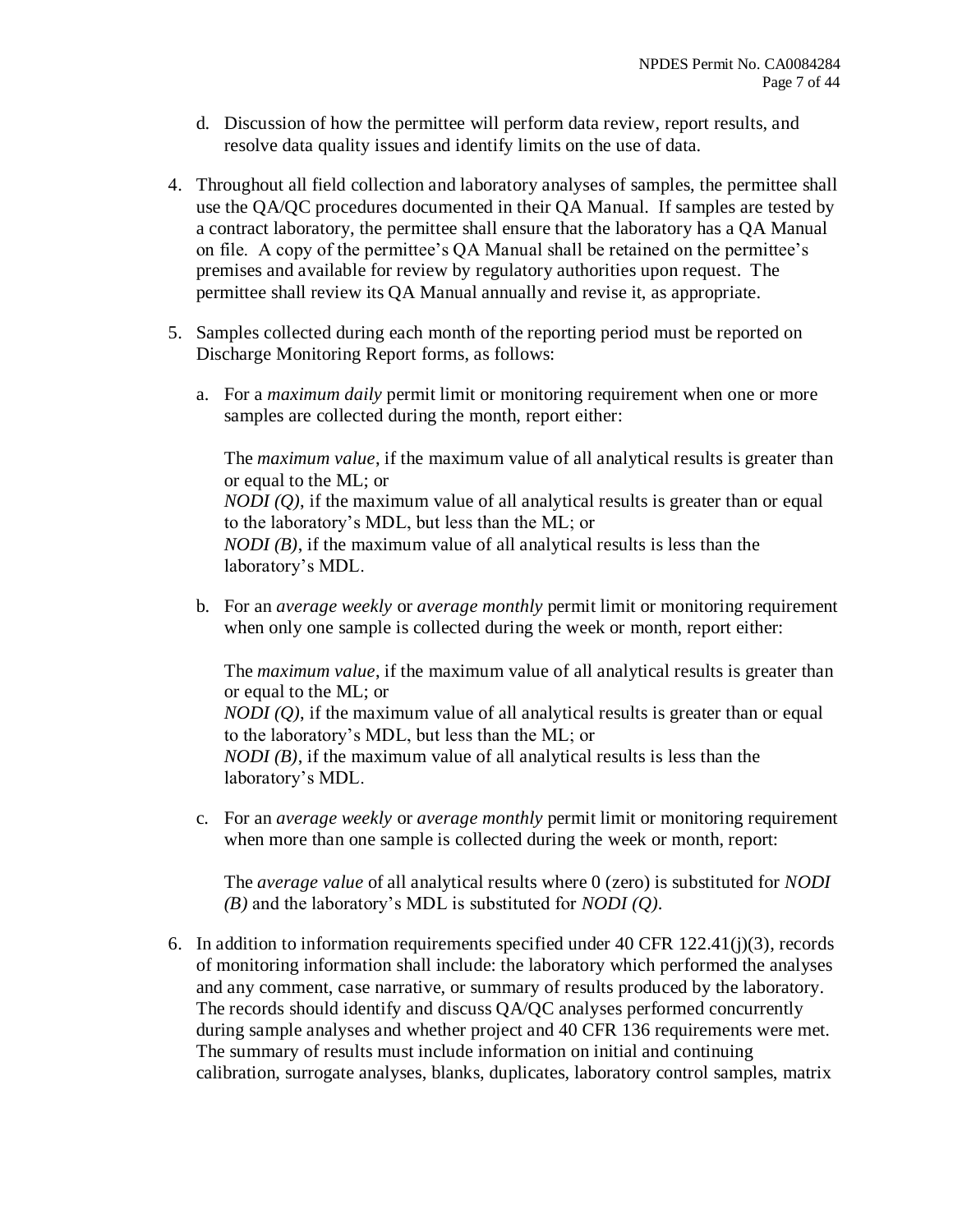d. Discussion of how the permittee will perform data review, report results, and resolve data quality issues and identify limits on the use of data.

4. Throughout all field collection and laboratory analyses of samples, the permittee shall use the QA/QC procedures documented in their QA Manual. If samples are tested by a contract laboratory, the permittee shall ensure that the laboratory has a QA Manual on file. A copy of the permittee's QA Manual shall be retained on the permittee's premises and available for review by regulatory authorities upon request. The permittee shall review its QA Manual annually and revise it, as appropriate.

5. Samples collected during each month of the reporting period must be reported on Discharge Monitoring Report forms, as follows:

   a. For a *maximum daily* permit limit or monitoring requirement when one or more samples are collected during the month, report either:

      The *maximum value*, if the maximum value of all analytical results is greater than or equal to the ML; or
      *NODI (Q)*, if the maximum value of all analytical results is greater than or equal to the laboratory's MDL, but less than the ML; or
      *NODI (B)*, if the maximum value of all analytical results is less than the laboratory's MDL.

   b. For an *average weekly* or *average monthly* permit limit or monitoring requirement when only one sample is collected during the week or month, report either:

      The *maximum value*, if the maximum value of all analytical results is greater than or equal to the ML; or
      *NODI (Q)*, if the maximum value of all analytical results is greater than or equal to the laboratory's MDL, but less than the ML; or
      *NODI (B)*, if the maximum value of all analytical results is less than the laboratory's MDL.

   c. For an *average weekly* or *average monthly* permit limit or monitoring requirement when more than one sample is collected during the week or month, report:

      The *average value* of all analytical results where 0 (zero) is substituted for *NODI (B)* and the laboratory's MDL is substituted for *NODI (Q)*.

6. In addition to information requirements specified under 40 CFR 122.41(j)(3), records of monitoring information shall include: the laboratory which performed the analyses and any comment, case narrative, or summary of results produced by the laboratory. The records should identify and discuss QA/QC analyses performed concurrently during sample analyses and whether project and 40 CFR 136 requirements were met. The summary of results must include information on initial and continuing calibration, surrogate analyses, blanks, duplicates, laboratory control samples, matrix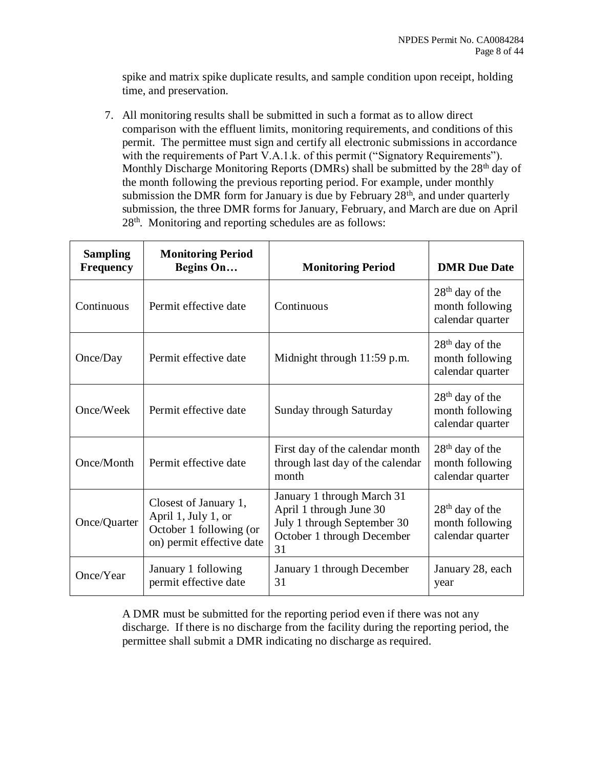spike and matrix spike duplicate results, and sample condition upon receipt, holding time, and preservation.

7. All monitoring results shall be submitted in such a format as to allow direct comparison with the effluent limits, monitoring requirements, and conditions of this permit. The permittee must sign and certify all electronic submissions in accordance with the requirements of Part V.A.1.k. of this permit ("Signatory Requirements"). Monthly Discharge Monitoring Reports (DMRs) shall be submitted by the 28th day of the month following the previous reporting period. For example, under monthly submission the DMR form for January is due by February 28th, and under quarterly submission, the three DMR forms for January, February, and March are due on April 28th. Monitoring and reporting schedules are as follows:

| Sampling Frequency | Monitoring Period Begins On… | Monitoring Period | DMR Due Date |
|---|---|---|---|
| Continuous | Permit effective date | Continuous | 28th day of the month following calendar quarter |
| Once/Day | Permit effective date | Midnight through 11:59 p.m. | 28th day of the month following calendar quarter |
| Once/Week | Permit effective date | Sunday through Saturday | 28th day of the month following calendar quarter |
| Once/Month | Permit effective date | First day of the calendar month through last day of the calendar month | 28th day of the month following calendar quarter |
| Once/Quarter | Closest of January 1, April 1, July 1, or October 1 following (or on) permit effective date | January 1 through March 31<br>April 1 through June 30<br>July 1 through September 30<br>October 1 through December 31 | 28th day of the month following calendar quarter |
| Once/Year | January 1 following permit effective date | January 1 through December 31 | January 28, each year |

A DMR must be submitted for the reporting period even if there was not any discharge. If there is no discharge from the facility during the reporting period, the permittee shall submit a DMR indicating no discharge as required.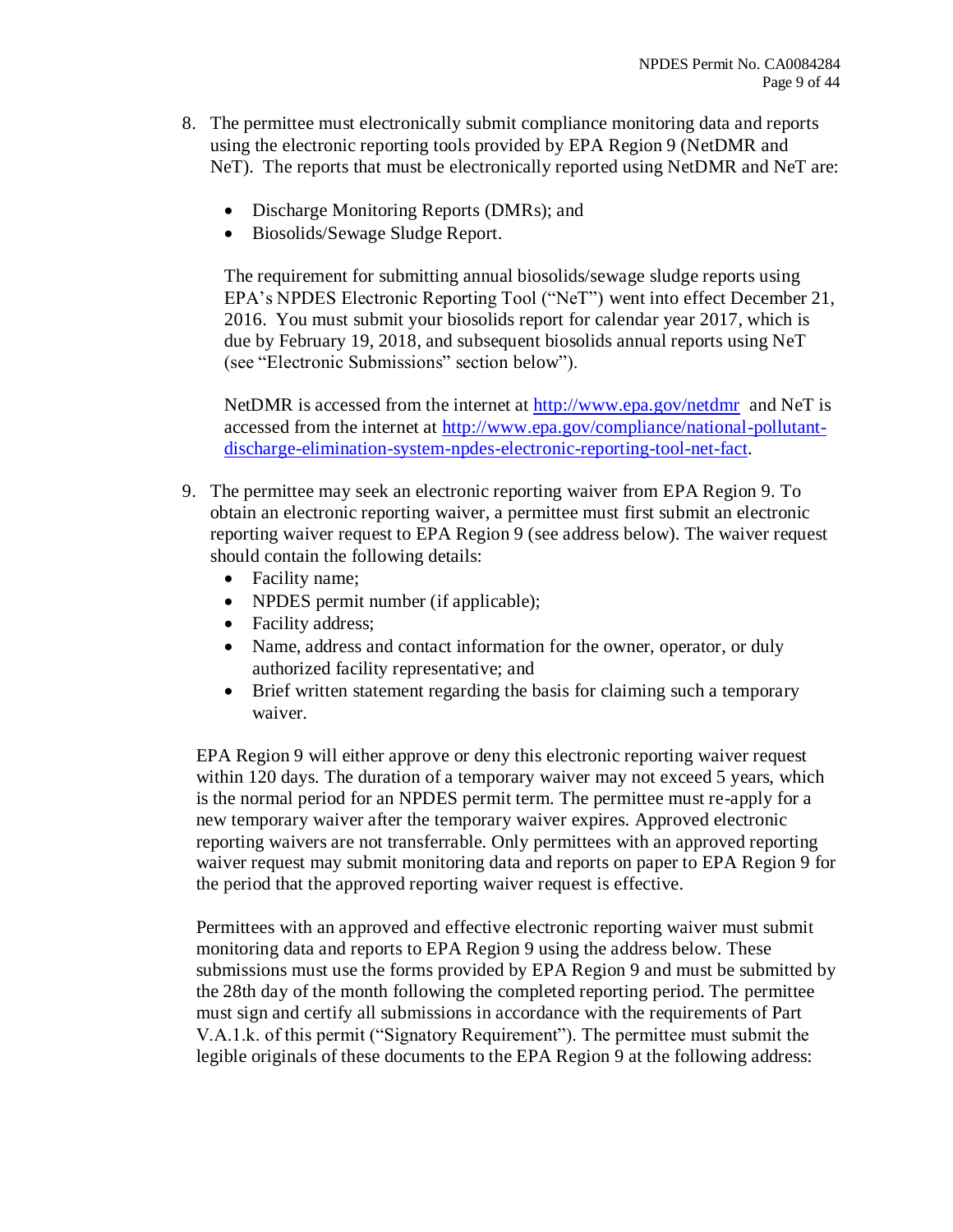8. The permittee must electronically submit compliance monitoring data and reports using the electronic reporting tools provided by EPA Region 9 (NetDMR and NeT). The reports that must be electronically reported using NetDMR and NeT are:

   - Discharge Monitoring Reports (DMRs); and
   - Biosolids/Sewage Sludge Report.

   The requirement for submitting annual biosolids/sewage sludge reports using EPA's NPDES Electronic Reporting Tool ("NeT") went into effect December 21, 2016. You must submit your biosolids report for calendar year 2017, which is due by February 19, 2018, and subsequent biosolids annual reports using NeT (see "Electronic Submissions" section below").

   NetDMR is accessed from the internet at [http://www.epa.gov/netdmr](http://www.epa.gov/netdmr) and NeT is accessed from the internet at [http://www.epa.gov/compliance/national-pollutant-discharge-elimination-system-npdes-electronic-reporting-tool-net-fact](http://www.epa.gov/compliance/national-pollutant-discharge-elimination-system-npdes-electronic-reporting-tool-net-fact).

9. The permittee may seek an electronic reporting waiver from EPA Region 9. To obtain an electronic reporting waiver, a permittee must first submit an electronic reporting waiver request to EPA Region 9 (see address below). The waiver request should contain the following details:
   - Facility name;
   - NPDES permit number (if applicable);
   - Facility address;
   - Name, address and contact information for the owner, operator, or duly authorized facility representative; and
   - Brief written statement regarding the basis for claiming such a temporary waiver.

   EPA Region 9 will either approve or deny this electronic reporting waiver request within 120 days. The duration of a temporary waiver may not exceed 5 years, which is the normal period for an NPDES permit term. The permittee must re-apply for a new temporary waiver after the temporary waiver expires. Approved electronic reporting waivers are not transferrable. Only permittees with an approved reporting waiver request may submit monitoring data and reports on paper to EPA Region 9 for the period that the approved reporting waiver request is effective.

   Permittees with an approved and effective electronic reporting waiver must submit monitoring data and reports to EPA Region 9 using the address below. These submissions must use the forms provided by EPA Region 9 and must be submitted by the 28th day of the month following the completed reporting period. The permittee must sign and certify all submissions in accordance with the requirements of Part V.A.1.k. of this permit ("Signatory Requirement"). The permittee must submit the legible originals of these documents to the EPA Region 9 at the following address: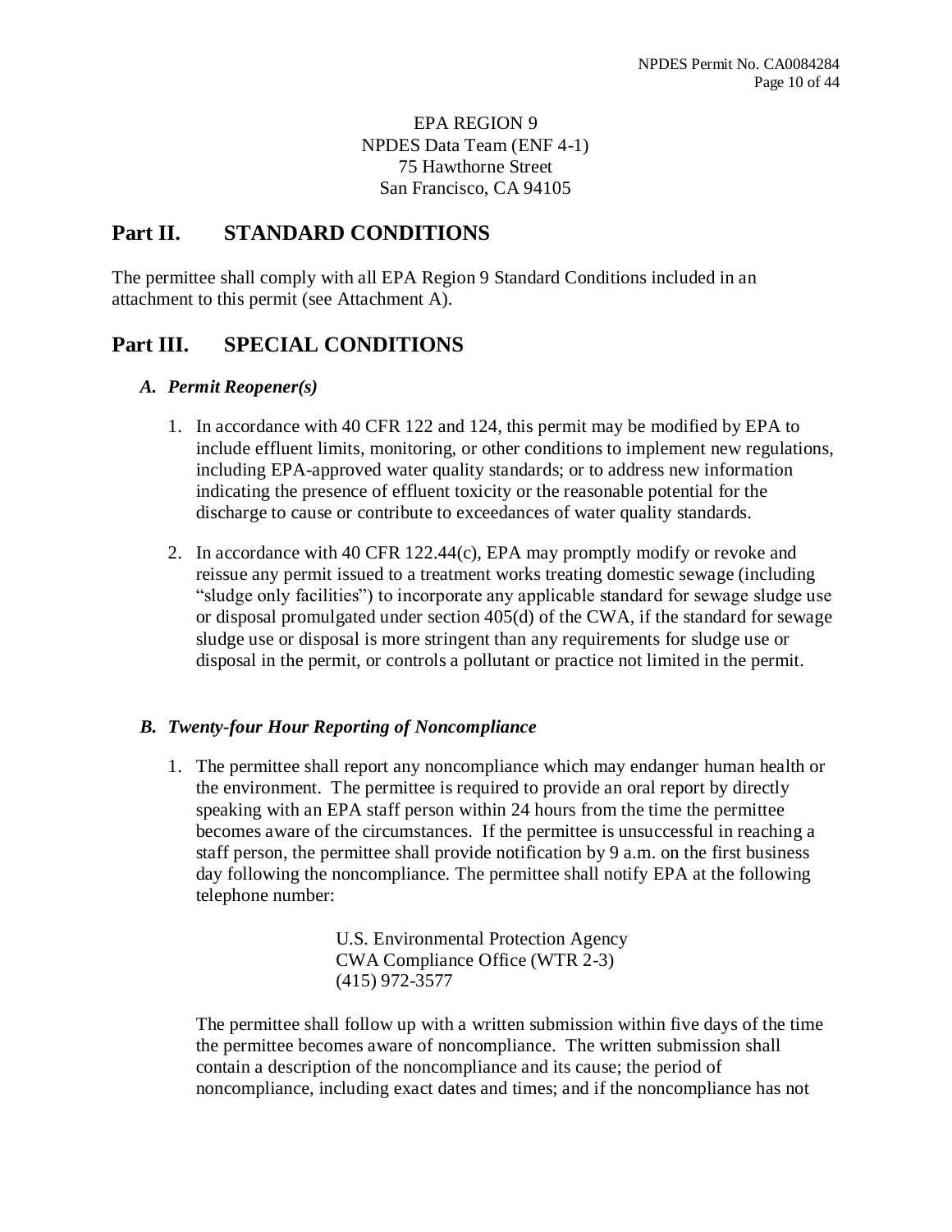EPA REGION 9
NPDES Data Team (ENF 4-1)
75 Hawthorne Street
San Francisco, CA 94105

## Part II. STANDARD CONDITIONS

The permittee shall comply with all EPA Region 9 Standard Conditions included in an attachment to this permit (see Attachment A).

## Part III. SPECIAL CONDITIONS

### *A. Permit Reopener(s)*

1. In accordance with 40 CFR 122 and 124, this permit may be modified by EPA to include effluent limits, monitoring, or other conditions to implement new regulations, including EPA-approved water quality standards; or to address new information indicating the presence of effluent toxicity or the reasonable potential for the discharge to cause or contribute to exceedances of water quality standards.

2. In accordance with 40 CFR 122.44(c), EPA may promptly modify or revoke and reissue any permit issued to a treatment works treating domestic sewage (including "sludge only facilities") to incorporate any applicable standard for sewage sludge use or disposal promulgated under section 405(d) of the CWA, if the standard for sewage sludge use or disposal is more stringent than any requirements for sludge use or disposal in the permit, or controls a pollutant or practice not limited in the permit.

### *B. Twenty-four Hour Reporting of Noncompliance*

1. The permittee shall report any noncompliance which may endanger human health or the environment. The permittee is required to provide an oral report by directly speaking with an EPA staff person within 24 hours from the time the permittee becomes aware of the circumstances. If the permittee is unsuccessful in reaching a staff person, the permittee shall provide notification by 9 a.m. on the first business day following the noncompliance. The permittee shall notify EPA at the following telephone number:

   U.S. Environmental Protection Agency
   CWA Compliance Office (WTR 2-3)
   (415) 972-3577

   The permittee shall follow up with a written submission within five days of the time the permittee becomes aware of noncompliance. The written submission shall contain a description of the noncompliance and its cause; the period of noncompliance, including exact dates and times; and if the noncompliance has not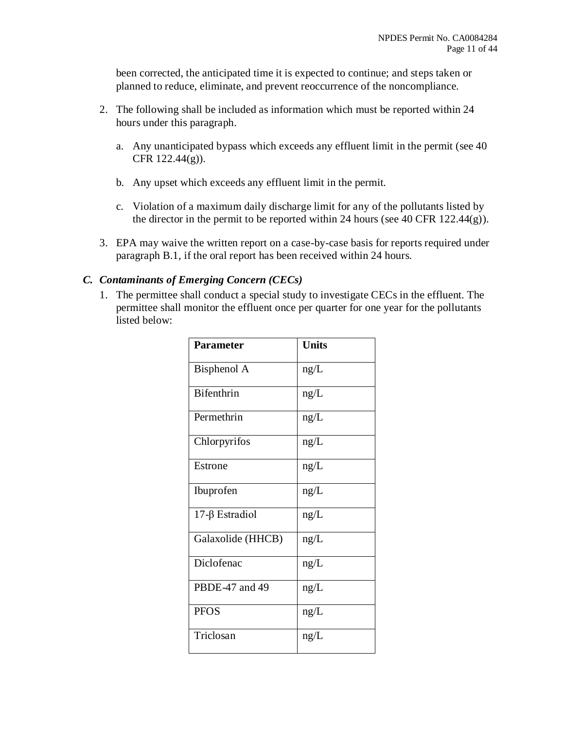been corrected, the anticipated time it is expected to continue; and steps taken or planned to reduce, eliminate, and prevent reoccurrence of the noncompliance.

2. The following shall be included as information which must be reported within 24 hours under this paragraph.

   a. Any unanticipated bypass which exceeds any effluent limit in the permit (see 40 CFR 122.44(g)).

   b. Any upset which exceeds any effluent limit in the permit.

   c. Violation of a maximum daily discharge limit for any of the pollutants listed by the director in the permit to be reported within 24 hours (see 40 CFR 122.44(g)).

3. EPA may waive the written report on a case-by-case basis for reports required under paragraph B.1, if the oral report has been received within 24 hours.

### *C. Contaminants of Emerging Concern (CECs)*

1. The permittee shall conduct a special study to investigate CECs in the effluent. The permittee shall monitor the effluent once per quarter for one year for the pollutants listed below:

| Parameter | Units |
|---|---|
| Bisphenol A | ng/L |
| Bifenthrin | ng/L |
| Permethrin | ng/L |
| Chlorpyrifos | ng/L |
| Estrone | ng/L |
| Ibuprofen | ng/L |
| 17-β Estradiol | ng/L |
| Galaxolide (HHCB) | ng/L |
| Diclofenac | ng/L |
| PBDE-47 and 49 | ng/L |
| PFOS | ng/L |
| Triclosan | ng/L |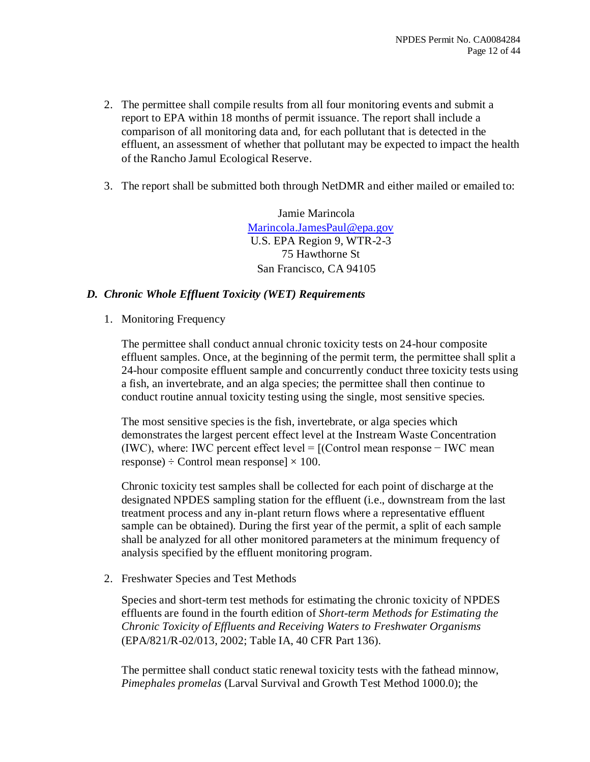2. The permittee shall compile results from all four monitoring events and submit a report to EPA within 18 months of permit issuance. The report shall include a comparison of all monitoring data and, for each pollutant that is detected in the effluent, an assessment of whether that pollutant may be expected to impact the health of the Rancho Jamul Ecological Reserve.

3. The report shall be submitted both through NetDMR and either mailed or emailed to:

   Jamie Marincola
   Marincola.JamesPaul@epa.gov
   U.S. EPA Region 9, WTR-2-3
   75 Hawthorne St
   San Francisco, CA 94105

### *D. Chronic Whole Effluent Toxicity (WET) Requirements*

1. Monitoring Frequency

   The permittee shall conduct annual chronic toxicity tests on 24-hour composite effluent samples. Once, at the beginning of the permit term, the permittee shall split a 24-hour composite effluent sample and concurrently conduct three toxicity tests using a fish, an invertebrate, and an alga species; the permittee shall then continue to conduct routine annual toxicity testing using the single, most sensitive species.

   The most sensitive species is the fish, invertebrate, or alga species which demonstrates the largest percent effect level at the Instream Waste Concentration (IWC), where: IWC percent effect level = [(Control mean response − IWC mean response) ÷ Control mean response] × 100.

   Chronic toxicity test samples shall be collected for each point of discharge at the designated NPDES sampling station for the effluent (i.e., downstream from the last treatment process and any in-plant return flows where a representative effluent sample can be obtained). During the first year of the permit, a split of each sample shall be analyzed for all other monitored parameters at the minimum frequency of analysis specified by the effluent monitoring program.

2. Freshwater Species and Test Methods

   Species and short-term test methods for estimating the chronic toxicity of NPDES effluents are found in the fourth edition of *Short-term Methods for Estimating the Chronic Toxicity of Effluents and Receiving Waters to Freshwater Organisms* (EPA/821/R-02/013, 2002; Table IA, 40 CFR Part 136).

   The permittee shall conduct static renewal toxicity tests with the fathead minnow, *Pimephales promelas* (Larval Survival and Growth Test Method 1000.0); the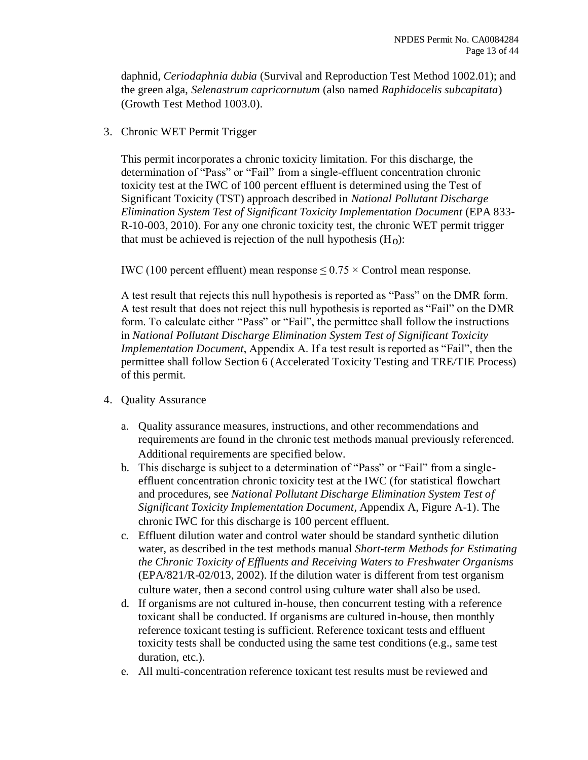daphnid, *Ceriodaphnia dubia* (Survival and Reproduction Test Method 1002.01); and the green alga, *Selenastrum capricornutum* (also named *Raphidocelis subcapitata*) (Growth Test Method 1003.0).

3. Chronic WET Permit Trigger

   This permit incorporates a chronic toxicity limitation. For this discharge, the determination of "Pass" or "Fail" from a single-effluent concentration chronic toxicity test at the IWC of 100 percent effluent is determined using the Test of Significant Toxicity (TST) approach described in *National Pollutant Discharge Elimination System Test of Significant Toxicity Implementation Document* (EPA 833-R-10-003, 2010). For any one chronic toxicity test, the chronic WET permit trigger that must be achieved is rejection of the null hypothesis ($H_O$):

   IWC (100 percent effluent) mean response $\leq 0.75 \times$ Control mean response.

   A test result that rejects this null hypothesis is reported as "Pass" on the DMR form. A test result that does not reject this null hypothesis is reported as "Fail" on the DMR form. To calculate either "Pass" or "Fail", the permittee shall follow the instructions in *National Pollutant Discharge Elimination System Test of Significant Toxicity Implementation Document*, Appendix A. If a test result is reported as "Fail", then the permittee shall follow Section 6 (Accelerated Toxicity Testing and TRE/TIE Process) of this permit.

4. Quality Assurance

   a. Quality assurance measures, instructions, and other recommendations and requirements are found in the chronic test methods manual previously referenced. Additional requirements are specified below.
   b. This discharge is subject to a determination of "Pass" or "Fail" from a single-effluent concentration chronic toxicity test at the IWC (for statistical flowchart and procedures, see *National Pollutant Discharge Elimination System Test of Significant Toxicity Implementation Document*, Appendix A, Figure A-1). The chronic IWC for this discharge is 100 percent effluent.
   c. Effluent dilution water and control water should be standard synthetic dilution water, as described in the test methods manual *Short-term Methods for Estimating the Chronic Toxicity of Effluents and Receiving Waters to Freshwater Organisms* (EPA/821/R-02/013, 2002). If the dilution water is different from test organism culture water, then a second control using culture water shall also be used.
   d. If organisms are not cultured in-house, then concurrent testing with a reference toxicant shall be conducted. If organisms are cultured in-house, then monthly reference toxicant testing is sufficient. Reference toxicant tests and effluent toxicity tests shall be conducted using the same test conditions (e.g., same test duration, etc.).
   e. All multi-concentration reference toxicant test results must be reviewed and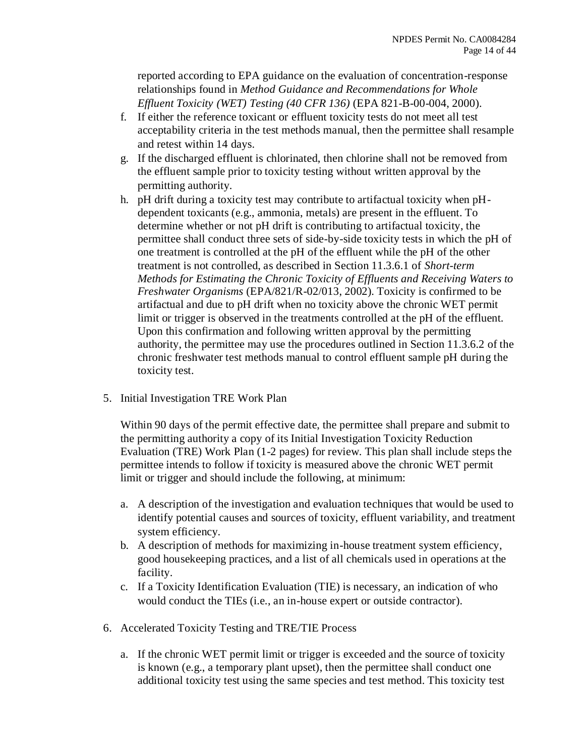reported according to EPA guidance on the evaluation of concentration-response relationships found in *Method Guidance and Recommendations for Whole Effluent Toxicity (WET) Testing (40 CFR 136)* (EPA 821-B-00-004, 2000).

f. If either the reference toxicant or effluent toxicity tests do not meet all test acceptability criteria in the test methods manual, then the permittee shall resample and retest within 14 days.

g. If the discharged effluent is chlorinated, then chlorine shall not be removed from the effluent sample prior to toxicity testing without written approval by the permitting authority.

h. pH drift during a toxicity test may contribute to artifactual toxicity when pH-dependent toxicants (e.g., ammonia, metals) are present in the effluent. To determine whether or not pH drift is contributing to artifactual toxicity, the permittee shall conduct three sets of side-by-side toxicity tests in which the pH of one treatment is controlled at the pH of the effluent while the pH of the other treatment is not controlled, as described in Section 11.3.6.1 of *Short-term Methods for Estimating the Chronic Toxicity of Effluents and Receiving Waters to Freshwater Organisms* (EPA/821/R-02/013, 2002). Toxicity is confirmed to be artifactual and due to pH drift when no toxicity above the chronic WET permit limit or trigger is observed in the treatments controlled at the pH of the effluent. Upon this confirmation and following written approval by the permitting authority, the permittee may use the procedures outlined in Section 11.3.6.2 of the chronic freshwater test methods manual to control effluent sample pH during the toxicity test.

5. Initial Investigation TRE Work Plan

Within 90 days of the permit effective date, the permittee shall prepare and submit to the permitting authority a copy of its Initial Investigation Toxicity Reduction Evaluation (TRE) Work Plan (1-2 pages) for review. This plan shall include steps the permittee intends to follow if toxicity is measured above the chronic WET permit limit or trigger and should include the following, at minimum:

a. A description of the investigation and evaluation techniques that would be used to identify potential causes and sources of toxicity, effluent variability, and treatment system efficiency.

b. A description of methods for maximizing in-house treatment system efficiency, good housekeeping practices, and a list of all chemicals used in operations at the facility.

c. If a Toxicity Identification Evaluation (TIE) is necessary, an indication of who would conduct the TIEs (i.e., an in-house expert or outside contractor).

6. Accelerated Toxicity Testing and TRE/TIE Process

a. If the chronic WET permit limit or trigger is exceeded and the source of toxicity is known (e.g., a temporary plant upset), then the permittee shall conduct one additional toxicity test using the same species and test method. This toxicity test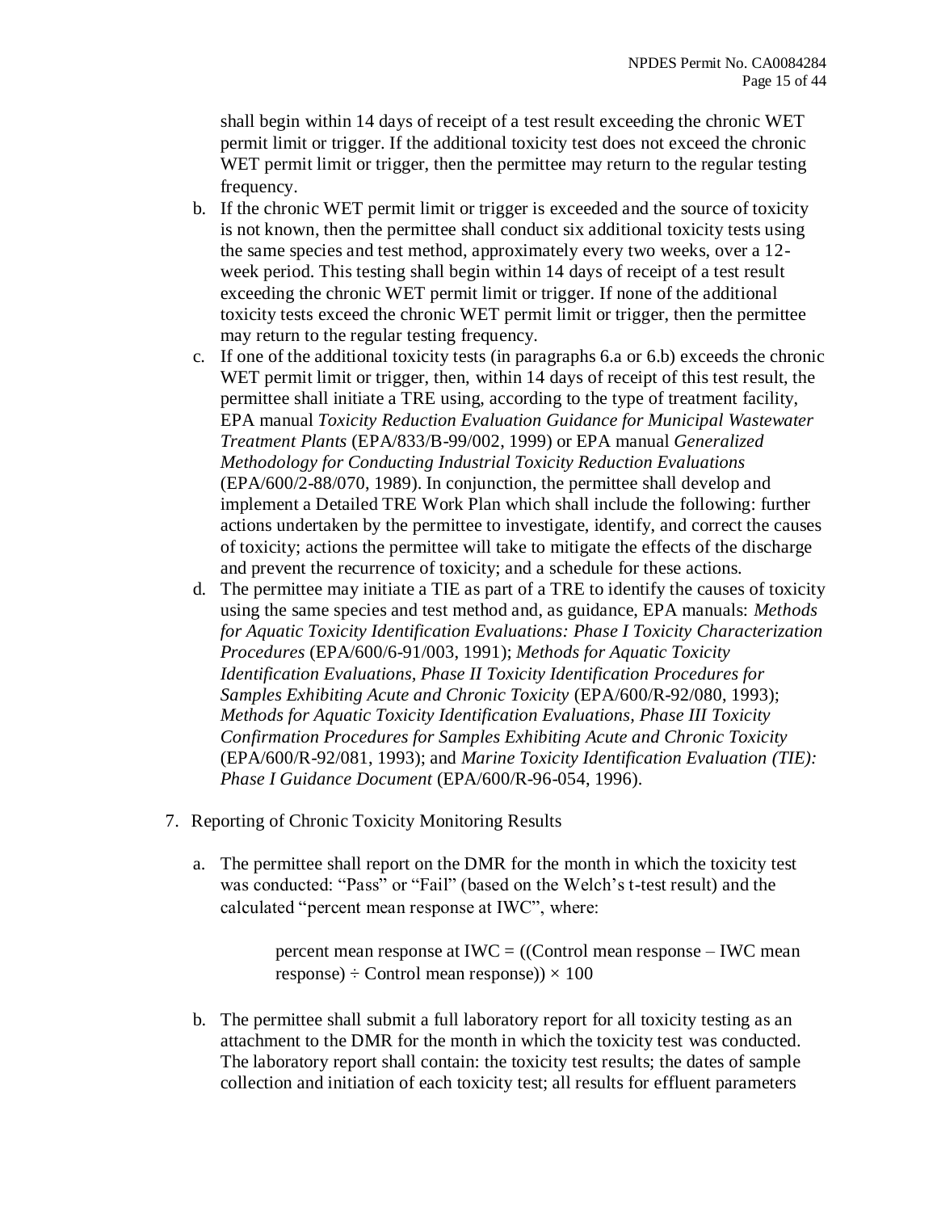shall begin within 14 days of receipt of a test result exceeding the chronic WET permit limit or trigger. If the additional toxicity test does not exceed the chronic WET permit limit or trigger, then the permittee may return to the regular testing frequency.

b. If the chronic WET permit limit or trigger is exceeded and the source of toxicity is not known, then the permittee shall conduct six additional toxicity tests using the same species and test method, approximately every two weeks, over a 12-week period. This testing shall begin within 14 days of receipt of a test result exceeding the chronic WET permit limit or trigger. If none of the additional toxicity tests exceed the chronic WET permit limit or trigger, then the permittee may return to the regular testing frequency.

c. If one of the additional toxicity tests (in paragraphs 6.a or 6.b) exceeds the chronic WET permit limit or trigger, then, within 14 days of receipt of this test result, the permittee shall initiate a TRE using, according to the type of treatment facility, EPA manual *Toxicity Reduction Evaluation Guidance for Municipal Wastewater Treatment Plants* (EPA/833/B-99/002, 1999) or EPA manual *Generalized Methodology for Conducting Industrial Toxicity Reduction Evaluations* (EPA/600/2-88/070, 1989). In conjunction, the permittee shall develop and implement a Detailed TRE Work Plan which shall include the following: further actions undertaken by the permittee to investigate, identify, and correct the causes of toxicity; actions the permittee will take to mitigate the effects of the discharge and prevent the recurrence of toxicity; and a schedule for these actions.

d. The permittee may initiate a TIE as part of a TRE to identify the causes of toxicity using the same species and test method and, as guidance, EPA manuals: *Methods for Aquatic Toxicity Identification Evaluations: Phase I Toxicity Characterization Procedures* (EPA/600/6-91/003, 1991); *Methods for Aquatic Toxicity Identification Evaluations, Phase II Toxicity Identification Procedures for Samples Exhibiting Acute and Chronic Toxicity* (EPA/600/R-92/080, 1993); *Methods for Aquatic Toxicity Identification Evaluations, Phase III Toxicity Confirmation Procedures for Samples Exhibiting Acute and Chronic Toxicity* (EPA/600/R-92/081, 1993); and *Marine Toxicity Identification Evaluation (TIE): Phase I Guidance Document* (EPA/600/R-96-054, 1996).

7. Reporting of Chronic Toxicity Monitoring Results

a. The permittee shall report on the DMR for the month in which the toxicity test was conducted: "Pass" or "Fail" (based on the Welch's t-test result) and the calculated "percent mean response at IWC", where:

percent mean response at IWC = ((Control mean response – IWC mean response) ÷ Control mean response)) × 100

b. The permittee shall submit a full laboratory report for all toxicity testing as an attachment to the DMR for the month in which the toxicity test was conducted. The laboratory report shall contain: the toxicity test results; the dates of sample collection and initiation of each toxicity test; all results for effluent parameters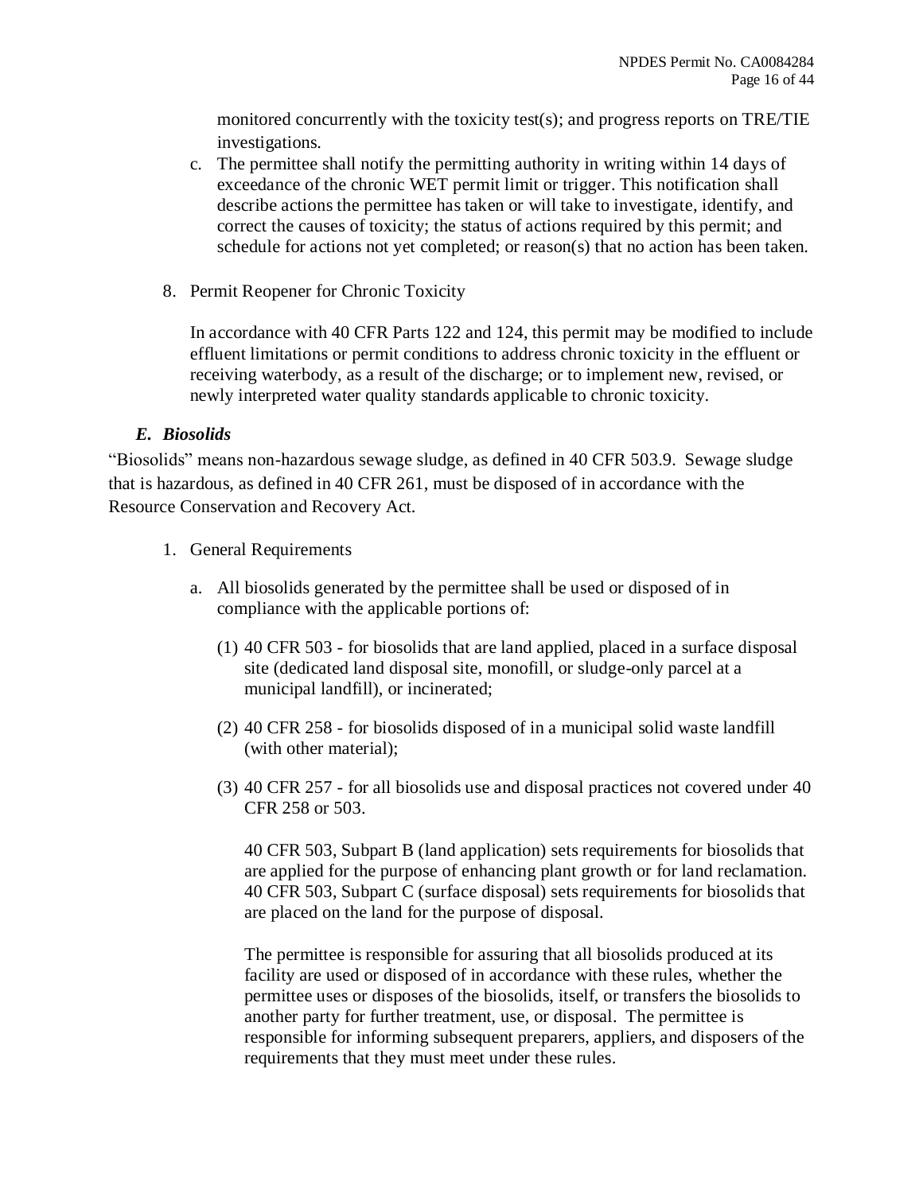monitored concurrently with the toxicity test(s); and progress reports on TRE/TIE investigations.

c. The permittee shall notify the permitting authority in writing within 14 days of exceedance of the chronic WET permit limit or trigger. This notification shall describe actions the permittee has taken or will take to investigate, identify, and correct the causes of toxicity; the status of actions required by this permit; and schedule for actions not yet completed; or reason(s) that no action has been taken.

8. Permit Reopener for Chronic Toxicity

In accordance with 40 CFR Parts 122 and 124, this permit may be modified to include effluent limitations or permit conditions to address chronic toxicity in the effluent or receiving waterbody, as a result of the discharge; or to implement new, revised, or newly interpreted water quality standards applicable to chronic toxicity.

### *E. Biosolids*

"Biosolids" means non-hazardous sewage sludge, as defined in 40 CFR 503.9. Sewage sludge that is hazardous, as defined in 40 CFR 261, must be disposed of in accordance with the Resource Conservation and Recovery Act.

1. General Requirements

   a. All biosolids generated by the permittee shall be used or disposed of in compliance with the applicable portions of:

      (1) 40 CFR 503 - for biosolids that are land applied, placed in a surface disposal site (dedicated land disposal site, monofill, or sludge-only parcel at a municipal landfill), or incinerated;

      (2) 40 CFR 258 - for biosolids disposed of in a municipal solid waste landfill (with other material);

      (3) 40 CFR 257 - for all biosolids use and disposal practices not covered under 40 CFR 258 or 503.

      40 CFR 503, Subpart B (land application) sets requirements for biosolids that are applied for the purpose of enhancing plant growth or for land reclamation. 40 CFR 503, Subpart C (surface disposal) sets requirements for biosolids that are placed on the land for the purpose of disposal.

      The permittee is responsible for assuring that all biosolids produced at its facility are used or disposed of in accordance with these rules, whether the permittee uses or disposes of the biosolids, itself, or transfers the biosolids to another party for further treatment, use, or disposal. The permittee is responsible for informing subsequent preparers, appliers, and disposers of the requirements that they must meet under these rules.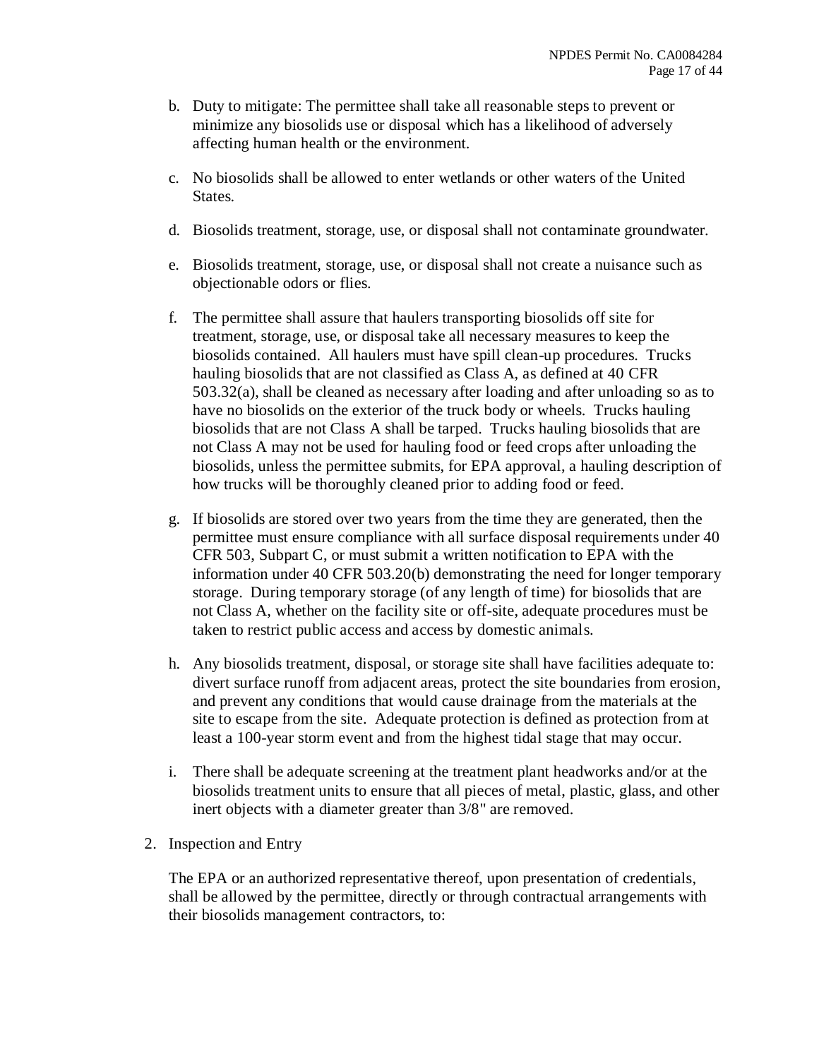b. Duty to mitigate: The permittee shall take all reasonable steps to prevent or minimize any biosolids use or disposal which has a likelihood of adversely affecting human health or the environment.

c. No biosolids shall be allowed to enter wetlands or other waters of the United States.

d. Biosolids treatment, storage, use, or disposal shall not contaminate groundwater.

e. Biosolids treatment, storage, use, or disposal shall not create a nuisance such as objectionable odors or flies.

f. The permittee shall assure that haulers transporting biosolids off site for treatment, storage, use, or disposal take all necessary measures to keep the biosolids contained. All haulers must have spill clean-up procedures. Trucks hauling biosolids that are not classified as Class A, as defined at 40 CFR 503.32(a), shall be cleaned as necessary after loading and after unloading so as to have no biosolids on the exterior of the truck body or wheels. Trucks hauling biosolids that are not Class A shall be tarped. Trucks hauling biosolids that are not Class A may not be used for hauling food or feed crops after unloading the biosolids, unless the permittee submits, for EPA approval, a hauling description of how trucks will be thoroughly cleaned prior to adding food or feed.

g. If biosolids are stored over two years from the time they are generated, then the permittee must ensure compliance with all surface disposal requirements under 40 CFR 503, Subpart C, or must submit a written notification to EPA with the information under 40 CFR 503.20(b) demonstrating the need for longer temporary storage. During temporary storage (of any length of time) for biosolids that are not Class A, whether on the facility site or off-site, adequate procedures must be taken to restrict public access and access by domestic animals.

h. Any biosolids treatment, disposal, or storage site shall have facilities adequate to: divert surface runoff from adjacent areas, protect the site boundaries from erosion, and prevent any conditions that would cause drainage from the materials at the site to escape from the site. Adequate protection is defined as protection from at least a 100-year storm event and from the highest tidal stage that may occur.

i. There shall be adequate screening at the treatment plant headworks and/or at the biosolids treatment units to ensure that all pieces of metal, plastic, glass, and other inert objects with a diameter greater than 3/8" are removed.

2. Inspection and Entry

The EPA or an authorized representative thereof, upon presentation of credentials, shall be allowed by the permittee, directly or through contractual arrangements with their biosolids management contractors, to: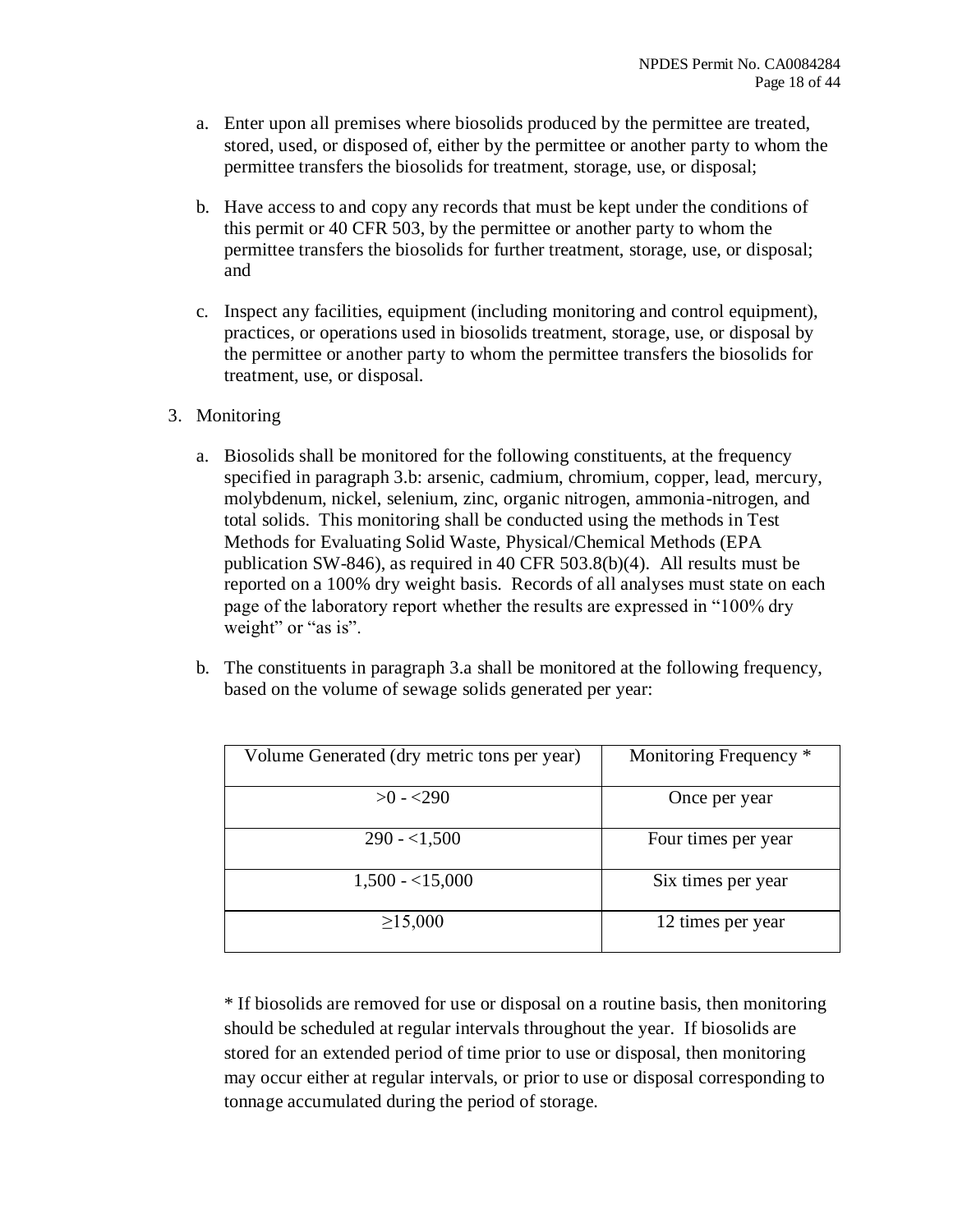a. Enter upon all premises where biosolids produced by the permittee are treated, stored, used, or disposed of, either by the permittee or another party to whom the permittee transfers the biosolids for treatment, storage, use, or disposal;

b. Have access to and copy any records that must be kept under the conditions of this permit or 40 CFR 503, by the permittee or another party to whom the permittee transfers the biosolids for further treatment, storage, use, or disposal; and

c. Inspect any facilities, equipment (including monitoring and control equipment), practices, or operations used in biosolids treatment, storage, use, or disposal by the permittee or another party to whom the permittee transfers the biosolids for treatment, use, or disposal.

3. Monitoring

   a. Biosolids shall be monitored for the following constituents, at the frequency specified in paragraph 3.b: arsenic, cadmium, chromium, copper, lead, mercury, molybdenum, nickel, selenium, zinc, organic nitrogen, ammonia-nitrogen, and total solids. This monitoring shall be conducted using the methods in Test Methods for Evaluating Solid Waste, Physical/Chemical Methods (EPA publication SW-846), as required in 40 CFR 503.8(b)(4). All results must be reported on a 100% dry weight basis. Records of all analyses must state on each page of the laboratory report whether the results are expressed in "100% dry weight" or "as is".

   b. The constituents in paragraph 3.a shall be monitored at the following frequency, based on the volume of sewage solids generated per year:

| Volume Generated (dry metric tons per year) | Monitoring Frequency * |
|---|---|
| >0 - <290 | Once per year |
| 290 - <1,500 | Four times per year |
| 1,500 - <15,000 | Six times per year |
| ≥15,000 | 12 times per year |

   * If biosolids are removed for use or disposal on a routine basis, then monitoring should be scheduled at regular intervals throughout the year. If biosolids are stored for an extended period of time prior to use or disposal, then monitoring may occur either at regular intervals, or prior to use or disposal corresponding to tonnage accumulated during the period of storage.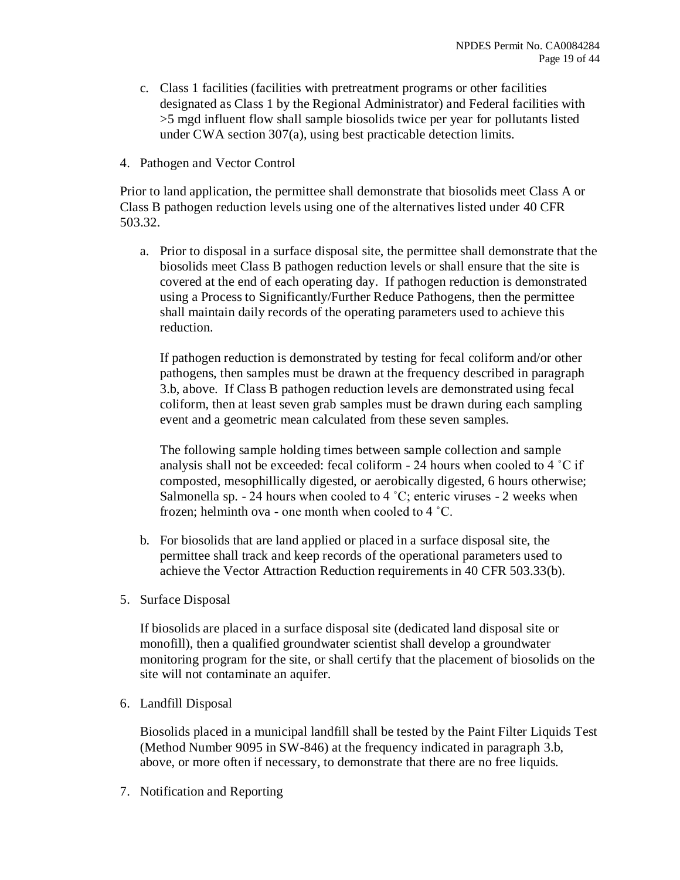c. Class 1 facilities (facilities with pretreatment programs or other facilities designated as Class 1 by the Regional Administrator) and Federal facilities with >5 mgd influent flow shall sample biosolids twice per year for pollutants listed under CWA section 307(a), using best practicable detection limits.

4. Pathogen and Vector Control

Prior to land application, the permittee shall demonstrate that biosolids meet Class A or Class B pathogen reduction levels using one of the alternatives listed under 40 CFR 503.32.

a. Prior to disposal in a surface disposal site, the permittee shall demonstrate that the biosolids meet Class B pathogen reduction levels or shall ensure that the site is covered at the end of each operating day. If pathogen reduction is demonstrated using a Process to Significantly/Further Reduce Pathogens, then the permittee shall maintain daily records of the operating parameters used to achieve this reduction.

   If pathogen reduction is demonstrated by testing for fecal coliform and/or other pathogens, then samples must be drawn at the frequency described in paragraph 3.b, above. If Class B pathogen reduction levels are demonstrated using fecal coliform, then at least seven grab samples must be drawn during each sampling event and a geometric mean calculated from these seven samples.

   The following sample holding times between sample collection and sample analysis shall not be exceeded: fecal coliform - 24 hours when cooled to 4 ˚C if composted, mesophillically digested, or aerobically digested, 6 hours otherwise; Salmonella sp. - 24 hours when cooled to 4 ˚C; enteric viruses - 2 weeks when frozen; helminth ova - one month when cooled to 4 ˚C.

b. For biosolids that are land applied or placed in a surface disposal site, the permittee shall track and keep records of the operational parameters used to achieve the Vector Attraction Reduction requirements in 40 CFR 503.33(b).

5. Surface Disposal

If biosolids are placed in a surface disposal site (dedicated land disposal site or monofill), then a qualified groundwater scientist shall develop a groundwater monitoring program for the site, or shall certify that the placement of biosolids on the site will not contaminate an aquifer.

6. Landfill Disposal

Biosolids placed in a municipal landfill shall be tested by the Paint Filter Liquids Test (Method Number 9095 in SW-846) at the frequency indicated in paragraph 3.b, above, or more often if necessary, to demonstrate that there are no free liquids.

7. Notification and Reporting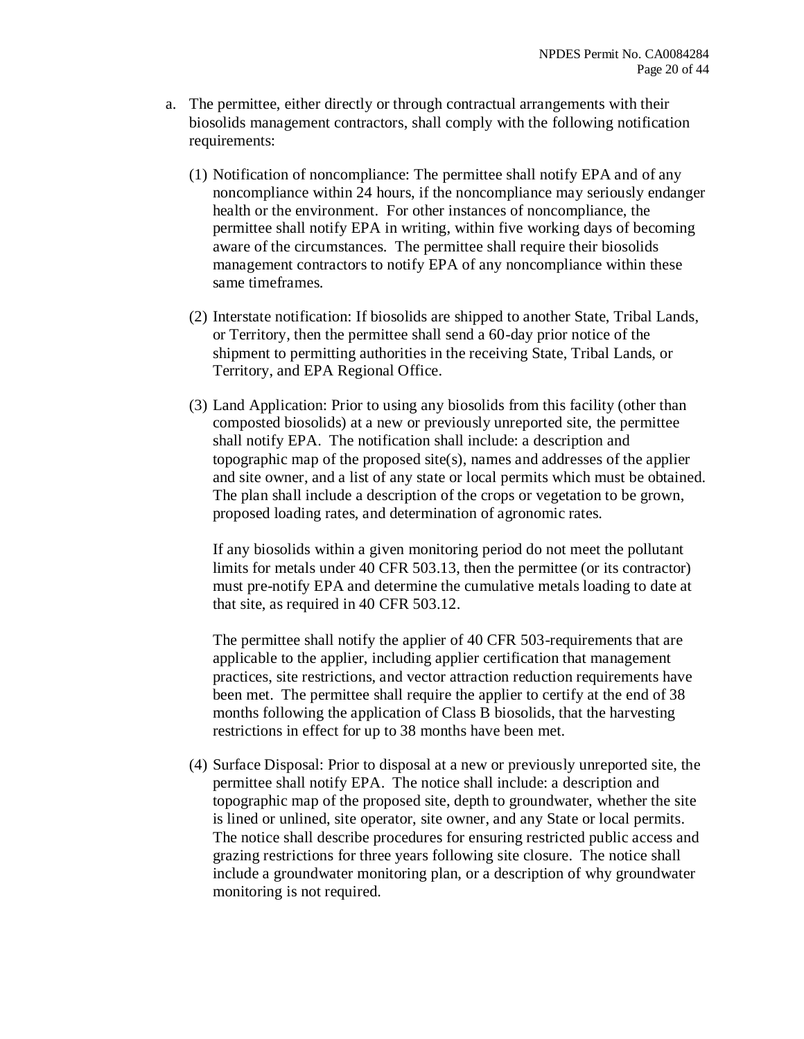a. The permittee, either directly or through contractual arrangements with their biosolids management contractors, shall comply with the following notification requirements:

   (1) Notification of noncompliance: The permittee shall notify EPA and of any noncompliance within 24 hours, if the noncompliance may seriously endanger health or the environment. For other instances of noncompliance, the permittee shall notify EPA in writing, within five working days of becoming aware of the circumstances. The permittee shall require their biosolids management contractors to notify EPA of any noncompliance within these same timeframes.

   (2) Interstate notification: If biosolids are shipped to another State, Tribal Lands, or Territory, then the permittee shall send a 60-day prior notice of the shipment to permitting authorities in the receiving State, Tribal Lands, or Territory, and EPA Regional Office.

   (3) Land Application: Prior to using any biosolids from this facility (other than composted biosolids) at a new or previously unreported site, the permittee shall notify EPA. The notification shall include: a description and topographic map of the proposed site(s), names and addresses of the applier and site owner, and a list of any state or local permits which must be obtained. The plan shall include a description of the crops or vegetation to be grown, proposed loading rates, and determination of agronomic rates.

       If any biosolids within a given monitoring period do not meet the pollutant limits for metals under 40 CFR 503.13, then the permittee (or its contractor) must pre-notify EPA and determine the cumulative metals loading to date at that site, as required in 40 CFR 503.12.

       The permittee shall notify the applier of 40 CFR 503-requirements that are applicable to the applier, including applier certification that management practices, site restrictions, and vector attraction reduction requirements have been met. The permittee shall require the applier to certify at the end of 38 months following the application of Class B biosolids, that the harvesting restrictions in effect for up to 38 months have been met.

   (4) Surface Disposal: Prior to disposal at a new or previously unreported site, the permittee shall notify EPA. The notice shall include: a description and topographic map of the proposed site, depth to groundwater, whether the site is lined or unlined, site operator, site owner, and any State or local permits. The notice shall describe procedures for ensuring restricted public access and grazing restrictions for three years following site closure. The notice shall include a groundwater monitoring plan, or a description of why groundwater monitoring is not required.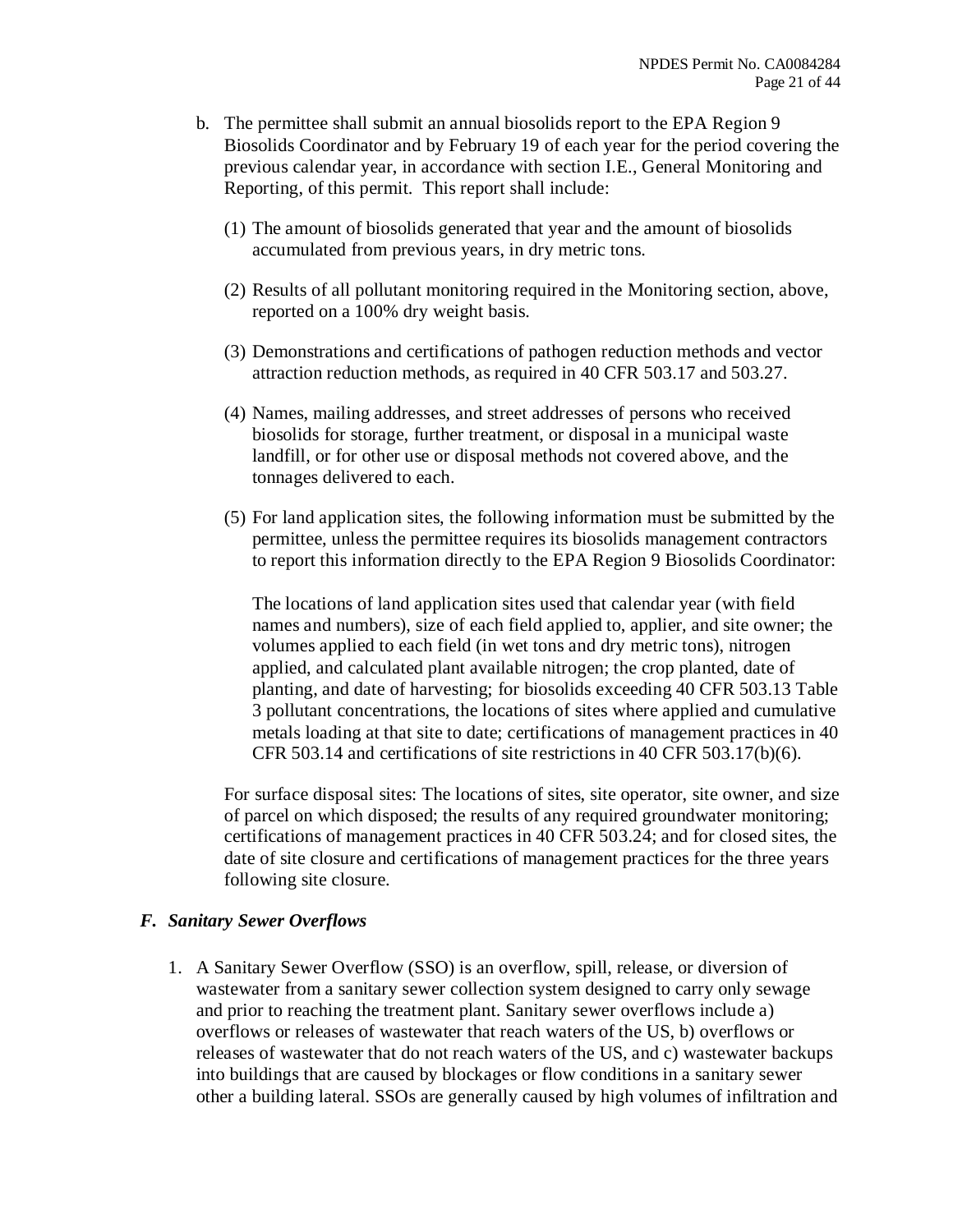b. The permittee shall submit an annual biosolids report to the EPA Region 9 Biosolids Coordinator and by February 19 of each year for the period covering the previous calendar year, in accordance with section I.E., General Monitoring and Reporting, of this permit. This report shall include:

   (1) The amount of biosolids generated that year and the amount of biosolids accumulated from previous years, in dry metric tons.

   (2) Results of all pollutant monitoring required in the Monitoring section, above, reported on a 100% dry weight basis.

   (3) Demonstrations and certifications of pathogen reduction methods and vector attraction reduction methods, as required in 40 CFR 503.17 and 503.27.

   (4) Names, mailing addresses, and street addresses of persons who received biosolids for storage, further treatment, or disposal in a municipal waste landfill, or for other use or disposal methods not covered above, and the tonnages delivered to each.

   (5) For land application sites, the following information must be submitted by the permittee, unless the permittee requires its biosolids management contractors to report this information directly to the EPA Region 9 Biosolids Coordinator:

      The locations of land application sites used that calendar year (with field names and numbers), size of each field applied to, applier, and site owner; the volumes applied to each field (in wet tons and dry metric tons), nitrogen applied, and calculated plant available nitrogen; the crop planted, date of planting, and date of harvesting; for biosolids exceeding 40 CFR 503.13 Table 3 pollutant concentrations, the locations of sites where applied and cumulative metals loading at that site to date; certifications of management practices in 40 CFR 503.14 and certifications of site restrictions in 40 CFR 503.17(b)(6).

   For surface disposal sites: The locations of sites, site operator, site owner, and size of parcel on which disposed; the results of any required groundwater monitoring; certifications of management practices in 40 CFR 503.24; and for closed sites, the date of site closure and certifications of management practices for the three years following site closure.

### *F. Sanitary Sewer Overflows*

1. A Sanitary Sewer Overflow (SSO) is an overflow, spill, release, or diversion of wastewater from a sanitary sewer collection system designed to carry only sewage and prior to reaching the treatment plant. Sanitary sewer overflows include a) overflows or releases of wastewater that reach waters of the US, b) overflows or releases of wastewater that do not reach waters of the US, and c) wastewater backups into buildings that are caused by blockages or flow conditions in a sanitary sewer other a building lateral. SSOs are generally caused by high volumes of infiltration and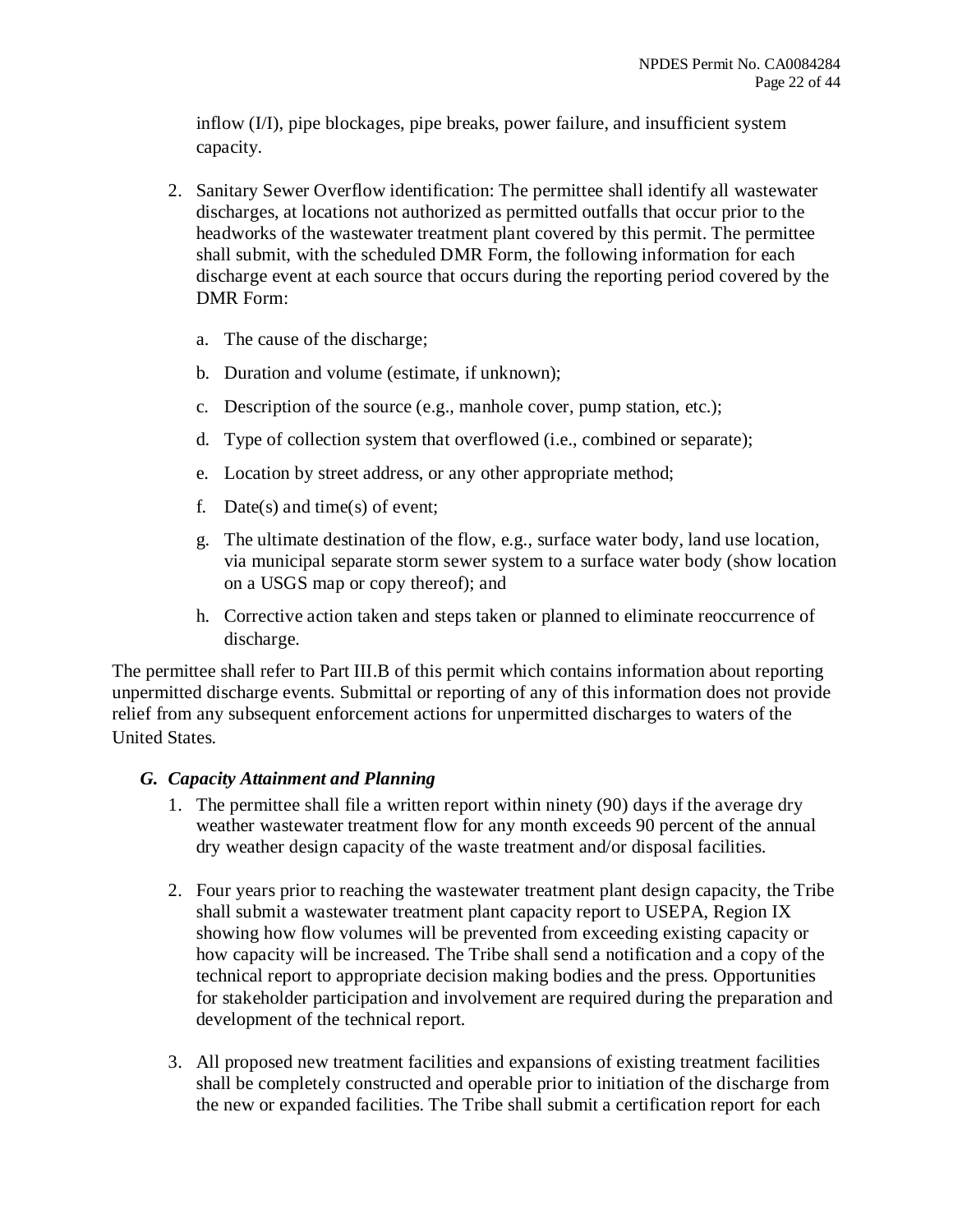inflow (I/I), pipe blockages, pipe breaks, power failure, and insufficient system capacity.

2. Sanitary Sewer Overflow identification: The permittee shall identify all wastewater discharges, at locations not authorized as permitted outfalls that occur prior to the headworks of the wastewater treatment plant covered by this permit. The permittee shall submit, with the scheduled DMR Form, the following information for each discharge event at each source that occurs during the reporting period covered by the DMR Form:

   a. The cause of the discharge;

   b. Duration and volume (estimate, if unknown);

   c. Description of the source (e.g., manhole cover, pump station, etc.);

   d. Type of collection system that overflowed (i.e., combined or separate);

   e. Location by street address, or any other appropriate method;

   f. Date(s) and time(s) of event;

   g. The ultimate destination of the flow, e.g., surface water body, land use location, via municipal separate storm sewer system to a surface water body (show location on a USGS map or copy thereof); and

   h. Corrective action taken and steps taken or planned to eliminate reoccurrence of discharge.

The permittee shall refer to Part III.B of this permit which contains information about reporting unpermitted discharge events. Submittal or reporting of any of this information does not provide relief from any subsequent enforcement actions for unpermitted discharges to waters of the United States.

### *G. Capacity Attainment and Planning*

1. The permittee shall file a written report within ninety (90) days if the average dry weather wastewater treatment flow for any month exceeds 90 percent of the annual dry weather design capacity of the waste treatment and/or disposal facilities.

2. Four years prior to reaching the wastewater treatment plant design capacity, the Tribe shall submit a wastewater treatment plant capacity report to USEPA, Region IX showing how flow volumes will be prevented from exceeding existing capacity or how capacity will be increased. The Tribe shall send a notification and a copy of the technical report to appropriate decision making bodies and the press. Opportunities for stakeholder participation and involvement are required during the preparation and development of the technical report.

3. All proposed new treatment facilities and expansions of existing treatment facilities shall be completely constructed and operable prior to initiation of the discharge from the new or expanded facilities. The Tribe shall submit a certification report for each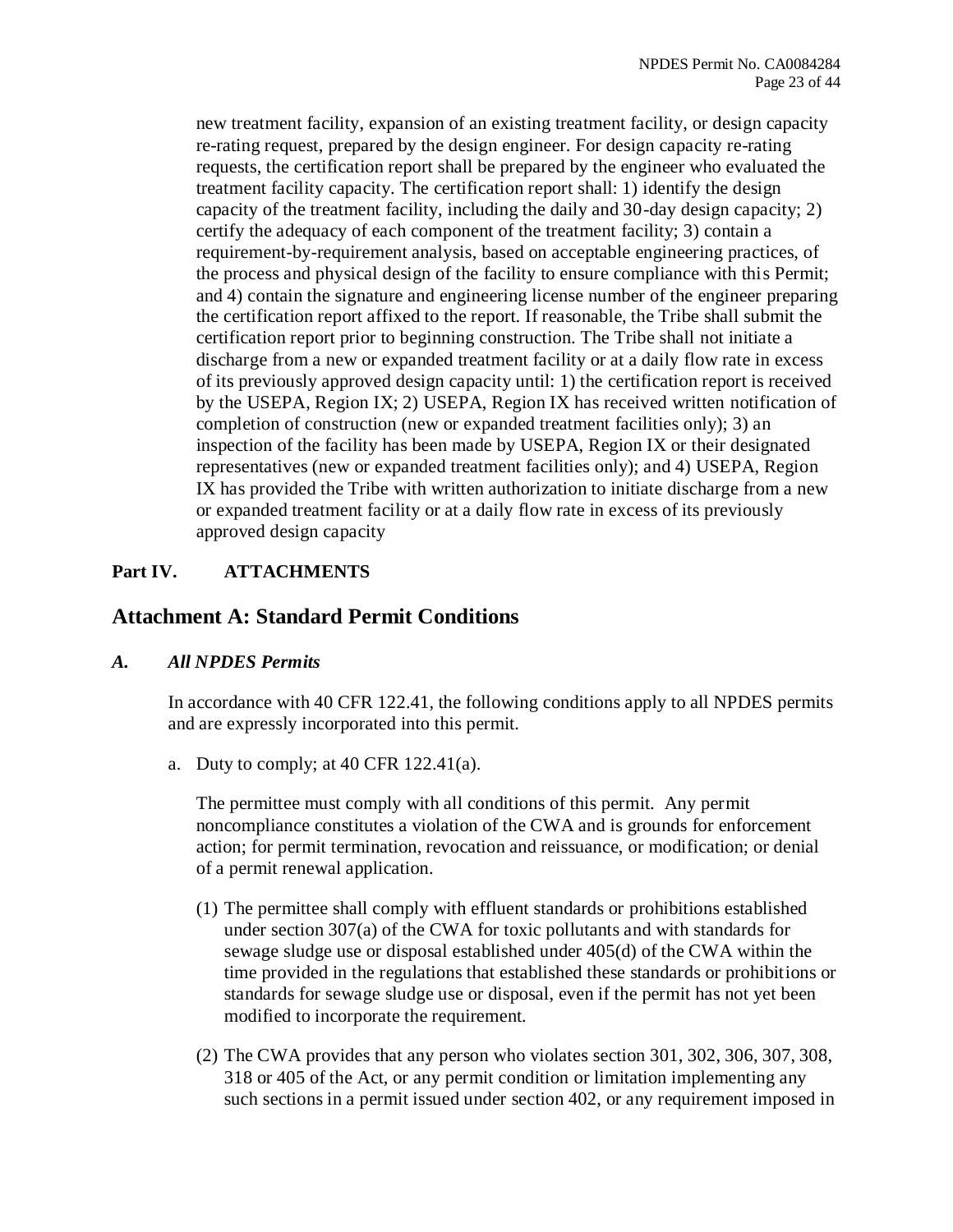new treatment facility, expansion of an existing treatment facility, or design capacity re-rating request, prepared by the design engineer. For design capacity re-rating requests, the certification report shall be prepared by the engineer who evaluated the treatment facility capacity. The certification report shall: 1) identify the design capacity of the treatment facility, including the daily and 30-day design capacity; 2) certify the adequacy of each component of the treatment facility; 3) contain a requirement-by-requirement analysis, based on acceptable engineering practices, of the process and physical design of the facility to ensure compliance with this Permit; and 4) contain the signature and engineering license number of the engineer preparing the certification report affixed to the report. If reasonable, the Tribe shall submit the certification report prior to beginning construction. The Tribe shall not initiate a discharge from a new or expanded treatment facility or at a daily flow rate in excess of its previously approved design capacity until: 1) the certification report is received by the USEPA, Region IX; 2) USEPA, Region IX has received written notification of completion of construction (new or expanded treatment facilities only); 3) an inspection of the facility has been made by USEPA, Region IX or their designated representatives (new or expanded treatment facilities only); and 4) USEPA, Region IX has provided the Tribe with written authorization to initiate discharge from a new or expanded treatment facility or at a daily flow rate in excess of its previously approved design capacity

**Part IV. ATTACHMENTS**

## Attachment A: Standard Permit Conditions

### *A. All NPDES Permits*

In accordance with 40 CFR 122.41, the following conditions apply to all NPDES permits and are expressly incorporated into this permit.

a. Duty to comply; at 40 CFR 122.41(a).

The permittee must comply with all conditions of this permit. Any permit noncompliance constitutes a violation of the CWA and is grounds for enforcement action; for permit termination, revocation and reissuance, or modification; or denial of a permit renewal application.

(1) The permittee shall comply with effluent standards or prohibitions established under section 307(a) of the CWA for toxic pollutants and with standards for sewage sludge use or disposal established under 405(d) of the CWA within the time provided in the regulations that established these standards or prohibitions or standards for sewage sludge use or disposal, even if the permit has not yet been modified to incorporate the requirement.

(2) The CWA provides that any person who violates section 301, 302, 306, 307, 308, 318 or 405 of the Act, or any permit condition or limitation implementing any such sections in a permit issued under section 402, or any requirement imposed in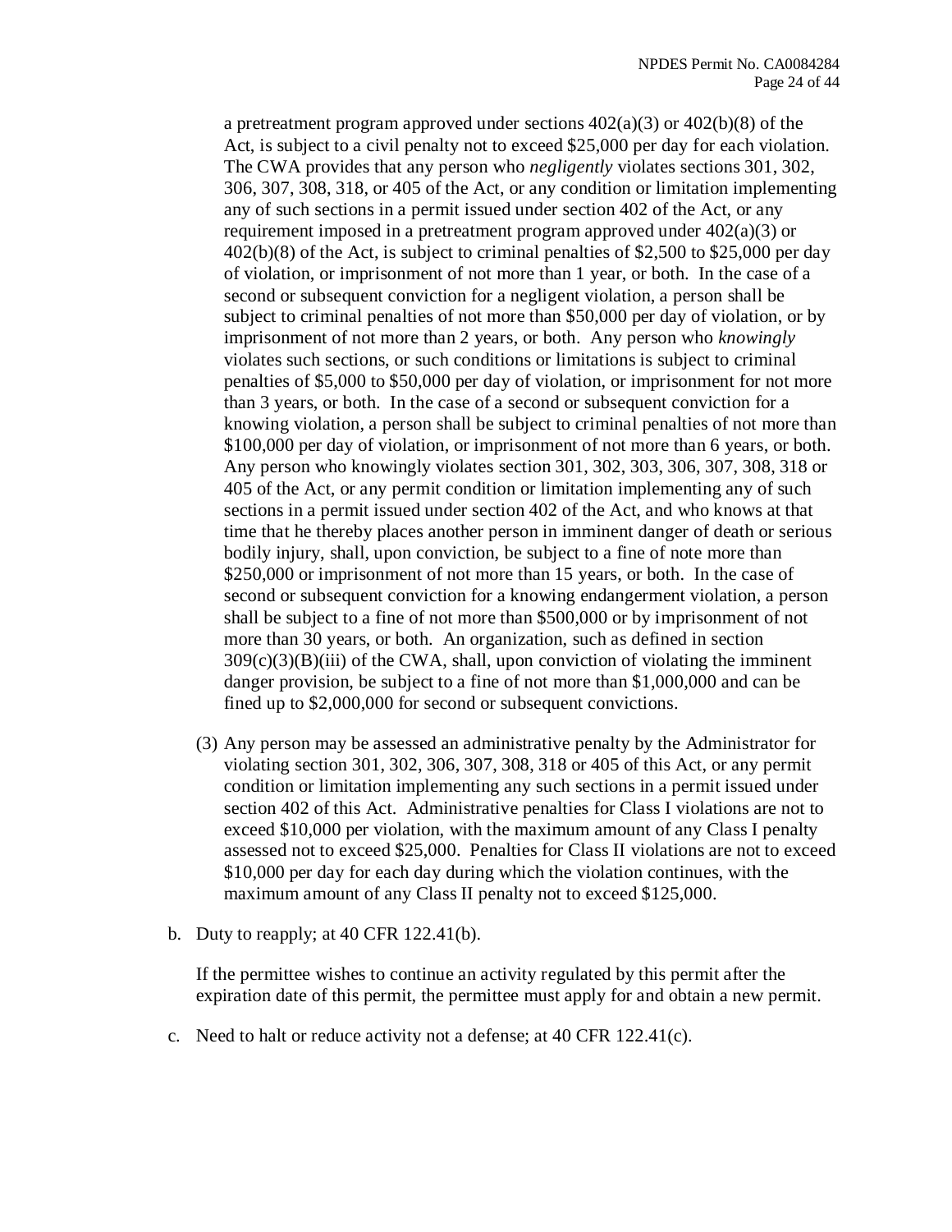a pretreatment program approved under sections 402(a)(3) or 402(b)(8) of the Act, is subject to a civil penalty not to exceed $25,000 per day for each violation. The CWA provides that any person who *negligently* violates sections 301, 302, 306, 307, 308, 318, or 405 of the Act, or any condition or limitation implementing any of such sections in a permit issued under section 402 of the Act, or any requirement imposed in a pretreatment program approved under 402(a)(3) or 402(b)(8) of the Act, is subject to criminal penalties of $2,500 to $25,000 per day of violation, or imprisonment of not more than 1 year, or both. In the case of a second or subsequent conviction for a negligent violation, a person shall be subject to criminal penalties of not more than $50,000 per day of violation, or by imprisonment of not more than 2 years, or both. Any person who *knowingly* violates such sections, or such conditions or limitations is subject to criminal penalties of $5,000 to $50,000 per day of violation, or imprisonment for not more than 3 years, or both. In the case of a second or subsequent conviction for a knowing violation, a person shall be subject to criminal penalties of not more than $100,000 per day of violation, or imprisonment of not more than 6 years, or both. Any person who knowingly violates section 301, 302, 303, 306, 307, 308, 318 or 405 of the Act, or any permit condition or limitation implementing any of such sections in a permit issued under section 402 of the Act, and who knows at that time that he thereby places another person in imminent danger of death or serious bodily injury, shall, upon conviction, be subject to a fine of note more than $250,000 or imprisonment of not more than 15 years, or both. In the case of second or subsequent conviction for a knowing endangerment violation, a person shall be subject to a fine of not more than $500,000 or by imprisonment of not more than 30 years, or both. An organization, such as defined in section 309(c)(3)(B)(iii) of the CWA, shall, upon conviction of violating the imminent danger provision, be subject to a fine of not more than $1,000,000 and can be fined up to $2,000,000 for second or subsequent convictions.

(3) Any person may be assessed an administrative penalty by the Administrator for violating section 301, 302, 306, 307, 308, 318 or 405 of this Act, or any permit condition or limitation implementing any such sections in a permit issued under section 402 of this Act. Administrative penalties for Class I violations are not to exceed $10,000 per violation, with the maximum amount of any Class I penalty assessed not to exceed $25,000. Penalties for Class II violations are not to exceed $10,000 per day for each day during which the violation continues, with the maximum amount of any Class II penalty not to exceed $125,000.

b. Duty to reapply; at 40 CFR 122.41(b).

   If the permittee wishes to continue an activity regulated by this permit after the expiration date of this permit, the permittee must apply for and obtain a new permit.

c. Need to halt or reduce activity not a defense; at 40 CFR 122.41(c).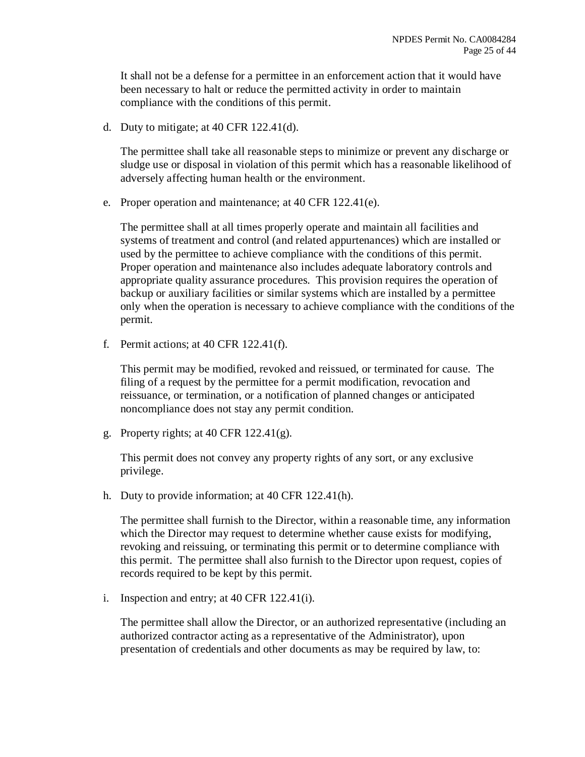It shall not be a defense for a permittee in an enforcement action that it would have been necessary to halt or reduce the permitted activity in order to maintain compliance with the conditions of this permit.

d. Duty to mitigate; at 40 CFR 122.41(d).

   The permittee shall take all reasonable steps to minimize or prevent any discharge or sludge use or disposal in violation of this permit which has a reasonable likelihood of adversely affecting human health or the environment.

e. Proper operation and maintenance; at 40 CFR 122.41(e).

   The permittee shall at all times properly operate and maintain all facilities and systems of treatment and control (and related appurtenances) which are installed or used by the permittee to achieve compliance with the conditions of this permit. Proper operation and maintenance also includes adequate laboratory controls and appropriate quality assurance procedures. This provision requires the operation of backup or auxiliary facilities or similar systems which are installed by a permittee only when the operation is necessary to achieve compliance with the conditions of the permit.

f. Permit actions; at 40 CFR 122.41(f).

   This permit may be modified, revoked and reissued, or terminated for cause. The filing of a request by the permittee for a permit modification, revocation and reissuance, or termination, or a notification of planned changes or anticipated noncompliance does not stay any permit condition.

g. Property rights; at 40 CFR 122.41(g).

   This permit does not convey any property rights of any sort, or any exclusive privilege.

h. Duty to provide information; at 40 CFR 122.41(h).

   The permittee shall furnish to the Director, within a reasonable time, any information which the Director may request to determine whether cause exists for modifying, revoking and reissuing, or terminating this permit or to determine compliance with this permit. The permittee shall also furnish to the Director upon request, copies of records required to be kept by this permit.

i. Inspection and entry; at 40 CFR 122.41(i).

   The permittee shall allow the Director, or an authorized representative (including an authorized contractor acting as a representative of the Administrator), upon presentation of credentials and other documents as may be required by law, to: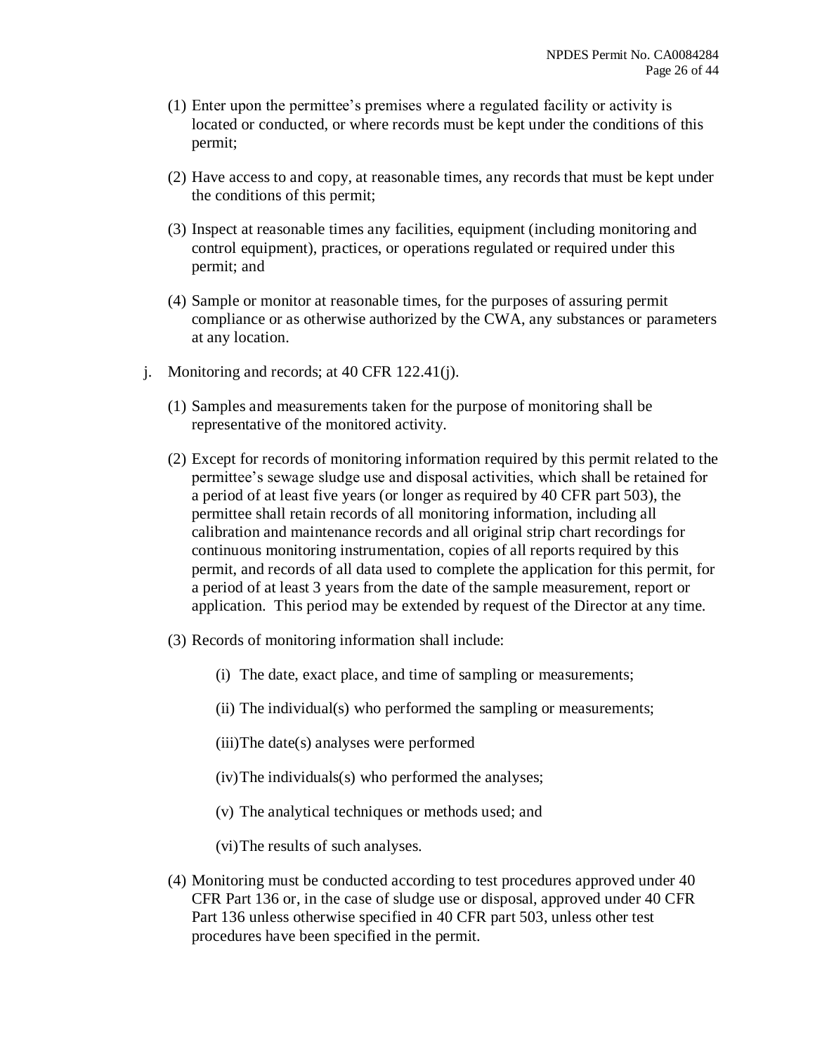(1) Enter upon the permittee's premises where a regulated facility or activity is located or conducted, or where records must be kept under the conditions of this permit;

(2) Have access to and copy, at reasonable times, any records that must be kept under the conditions of this permit;

(3) Inspect at reasonable times any facilities, equipment (including monitoring and control equipment), practices, or operations regulated or required under this permit; and

(4) Sample or monitor at reasonable times, for the purposes of assuring permit compliance or as otherwise authorized by the CWA, any substances or parameters at any location.

j. Monitoring and records; at 40 CFR 122.41(j).

(1) Samples and measurements taken for the purpose of monitoring shall be representative of the monitored activity.

(2) Except for records of monitoring information required by this permit related to the permittee's sewage sludge use and disposal activities, which shall be retained for a period of at least five years (or longer as required by 40 CFR part 503), the permittee shall retain records of all monitoring information, including all calibration and maintenance records and all original strip chart recordings for continuous monitoring instrumentation, copies of all reports required by this permit, and records of all data used to complete the application for this permit, for a period of at least 3 years from the date of the sample measurement, report or application. This period may be extended by request of the Director at any time.

(3) Records of monitoring information shall include:

(i) The date, exact place, and time of sampling or measurements;

(ii) The individual(s) who performed the sampling or measurements;

(iii) The date(s) analyses were performed

(iv) The individuals(s) who performed the analyses;

(v) The analytical techniques or methods used; and

(vi) The results of such analyses.

(4) Monitoring must be conducted according to test procedures approved under 40 CFR Part 136 or, in the case of sludge use or disposal, approved under 40 CFR Part 136 unless otherwise specified in 40 CFR part 503, unless other test procedures have been specified in the permit.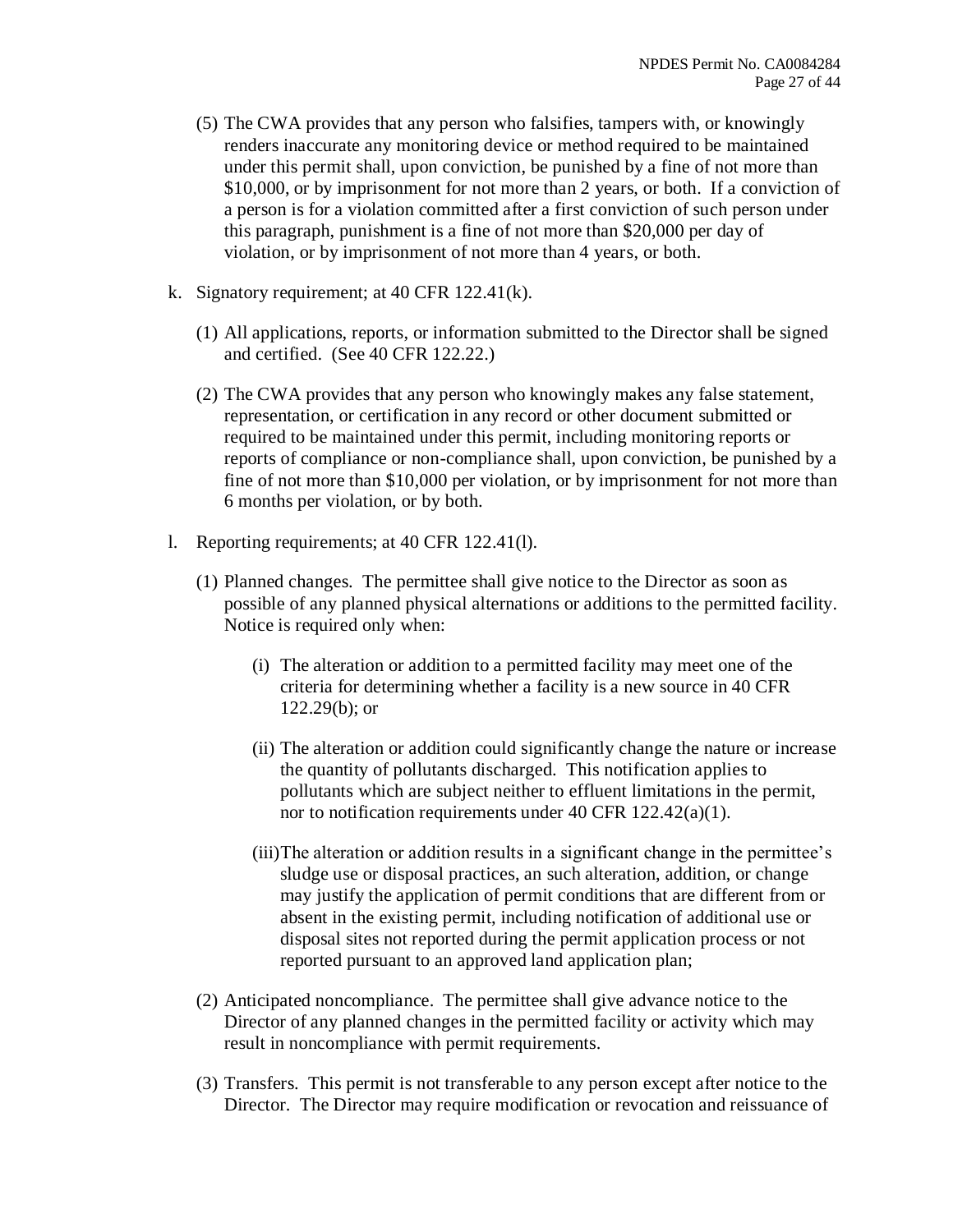(5) The CWA provides that any person who falsifies, tampers with, or knowingly renders inaccurate any monitoring device or method required to be maintained under this permit shall, upon conviction, be punished by a fine of not more than $10,000, or by imprisonment for not more than 2 years, or both. If a conviction of a person is for a violation committed after a first conviction of such person under this paragraph, punishment is a fine of not more than $20,000 per day of violation, or by imprisonment of not more than 4 years, or both.

k. Signatory requirement; at 40 CFR 122.41(k).

(1) All applications, reports, or information submitted to the Director shall be signed and certified. (See 40 CFR 122.22.)

(2) The CWA provides that any person who knowingly makes any false statement, representation, or certification in any record or other document submitted or required to be maintained under this permit, including monitoring reports or reports of compliance or non-compliance shall, upon conviction, be punished by a fine of not more than $10,000 per violation, or by imprisonment for not more than 6 months per violation, or by both.

l. Reporting requirements; at 40 CFR 122.41(l).

(1) Planned changes. The permittee shall give notice to the Director as soon as possible of any planned physical alternations or additions to the permitted facility. Notice is required only when:

(i) The alteration or addition to a permitted facility may meet one of the criteria for determining whether a facility is a new source in 40 CFR 122.29(b); or

(ii) The alteration or addition could significantly change the nature or increase the quantity of pollutants discharged. This notification applies to pollutants which are subject neither to effluent limitations in the permit, nor to notification requirements under 40 CFR 122.42(a)(1).

(iii) The alteration or addition results in a significant change in the permittee's sludge use or disposal practices, an such alteration, addition, or change may justify the application of permit conditions that are different from or absent in the existing permit, including notification of additional use or disposal sites not reported during the permit application process or not reported pursuant to an approved land application plan;

(2) Anticipated noncompliance. The permittee shall give advance notice to the Director of any planned changes in the permitted facility or activity which may result in noncompliance with permit requirements.

(3) Transfers. This permit is not transferable to any person except after notice to the Director. The Director may require modification or revocation and reissuance of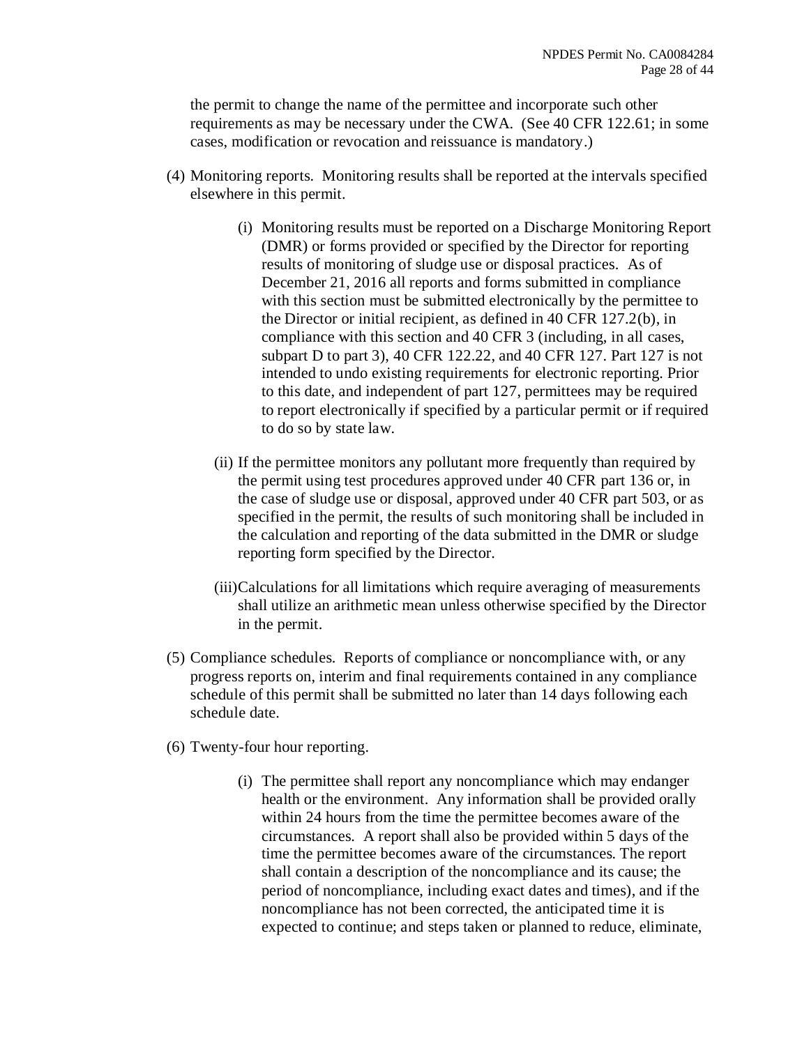the permit to change the name of the permittee and incorporate such other requirements as may be necessary under the CWA. (See 40 CFR 122.61; in some cases, modification or revocation and reissuance is mandatory.)

(4) Monitoring reports. Monitoring results shall be reported at the intervals specified elsewhere in this permit.

    (i) Monitoring results must be reported on a Discharge Monitoring Report (DMR) or forms provided or specified by the Director for reporting results of monitoring of sludge use or disposal practices. As of December 21, 2016 all reports and forms submitted in compliance with this section must be submitted electronically by the permittee to the Director or initial recipient, as defined in 40 CFR 127.2(b), in compliance with this section and 40 CFR 3 (including, in all cases, subpart D to part 3), 40 CFR 122.22, and 40 CFR 127. Part 127 is not intended to undo existing requirements for electronic reporting. Prior to this date, and independent of part 127, permittees may be required to report electronically if specified by a particular permit or if required to do so by state law.

    (ii) If the permittee monitors any pollutant more frequently than required by the permit using test procedures approved under 40 CFR part 136 or, in the case of sludge use or disposal, approved under 40 CFR part 503, or as specified in the permit, the results of such monitoring shall be included in the calculation and reporting of the data submitted in the DMR or sludge reporting form specified by the Director.

    (iii) Calculations for all limitations which require averaging of measurements shall utilize an arithmetic mean unless otherwise specified by the Director in the permit.

(5) Compliance schedules. Reports of compliance or noncompliance with, or any progress reports on, interim and final requirements contained in any compliance schedule of this permit shall be submitted no later than 14 days following each schedule date.

(6) Twenty-four hour reporting.

    (i) The permittee shall report any noncompliance which may endanger health or the environment. Any information shall be provided orally within 24 hours from the time the permittee becomes aware of the circumstances. A report shall also be provided within 5 days of the time the permittee becomes aware of the circumstances. The report shall contain a description of the noncompliance and its cause; the period of noncompliance, including exact dates and times), and if the noncompliance has not been corrected, the anticipated time it is expected to continue; and steps taken or planned to reduce, eliminate,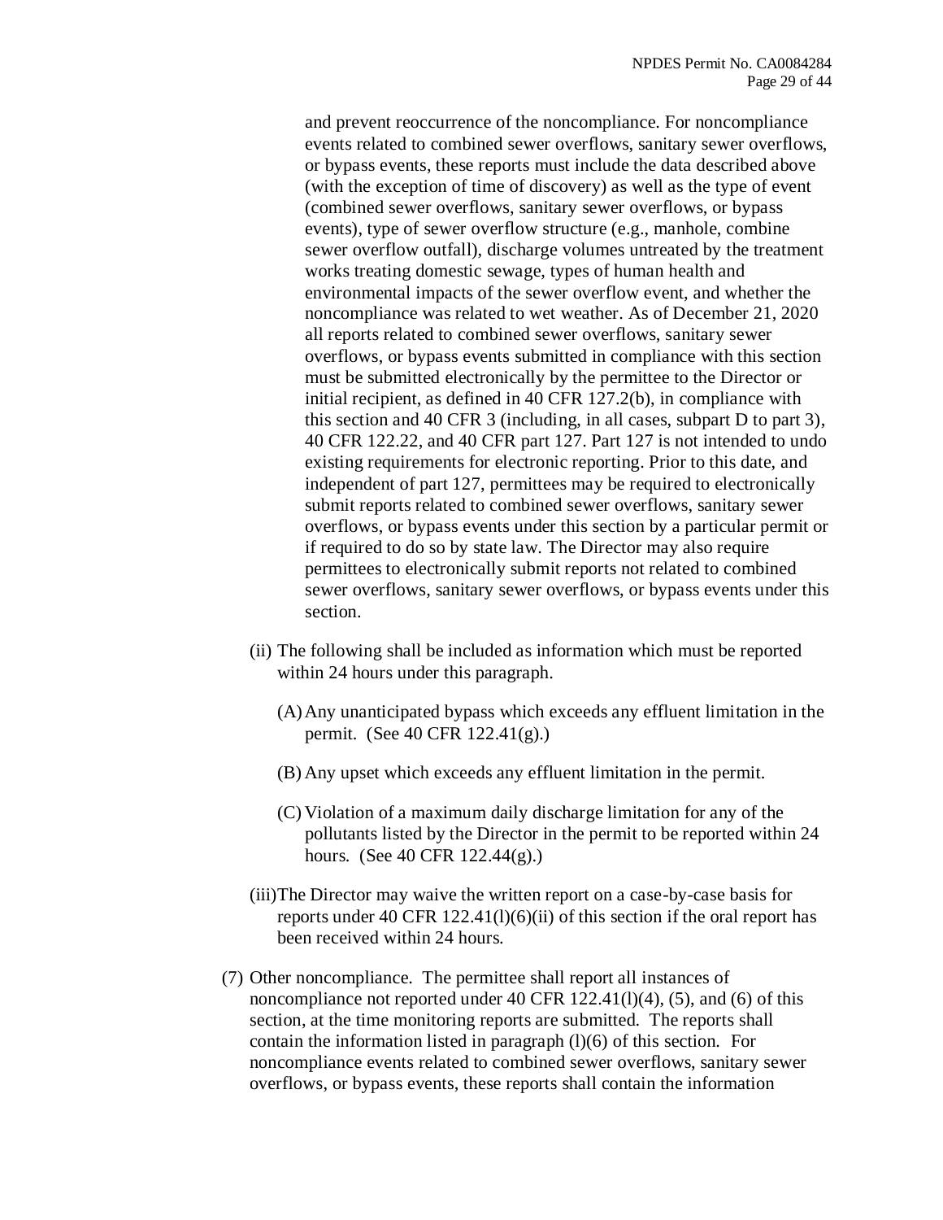and prevent reoccurrence of the noncompliance. For noncompliance events related to combined sewer overflows, sanitary sewer overflows, or bypass events, these reports must include the data described above (with the exception of time of discovery) as well as the type of event (combined sewer overflows, sanitary sewer overflows, or bypass events), type of sewer overflow structure (e.g., manhole, combine sewer overflow outfall), discharge volumes untreated by the treatment works treating domestic sewage, types of human health and environmental impacts of the sewer overflow event, and whether the noncompliance was related to wet weather. As of December 21, 2020 all reports related to combined sewer overflows, sanitary sewer overflows, or bypass events submitted in compliance with this section must be submitted electronically by the permittee to the Director or initial recipient, as defined in 40 CFR 127.2(b), in compliance with this section and 40 CFR 3 (including, in all cases, subpart D to part 3), 40 CFR 122.22, and 40 CFR part 127. Part 127 is not intended to undo existing requirements for electronic reporting. Prior to this date, and independent of part 127, permittees may be required to electronically submit reports related to combined sewer overflows, sanitary sewer overflows, or bypass events under this section by a particular permit or if required to do so by state law. The Director may also require permittees to electronically submit reports not related to combined sewer overflows, sanitary sewer overflows, or bypass events under this section.

(ii) The following shall be included as information which must be reported within 24 hours under this paragraph.

(A) Any unanticipated bypass which exceeds any effluent limitation in the permit. (See 40 CFR 122.41(g).)

(B) Any upset which exceeds any effluent limitation in the permit.

(C) Violation of a maximum daily discharge limitation for any of the pollutants listed by the Director in the permit to be reported within 24 hours. (See 40 CFR 122.44(g).)

(iii) The Director may waive the written report on a case-by-case basis for reports under 40 CFR 122.41(l)(6)(ii) of this section if the oral report has been received within 24 hours.

(7) Other noncompliance. The permittee shall report all instances of noncompliance not reported under 40 CFR 122.41(l)(4), (5), and (6) of this section, at the time monitoring reports are submitted. The reports shall contain the information listed in paragraph (l)(6) of this section. For noncompliance events related to combined sewer overflows, sanitary sewer overflows, or bypass events, these reports shall contain the information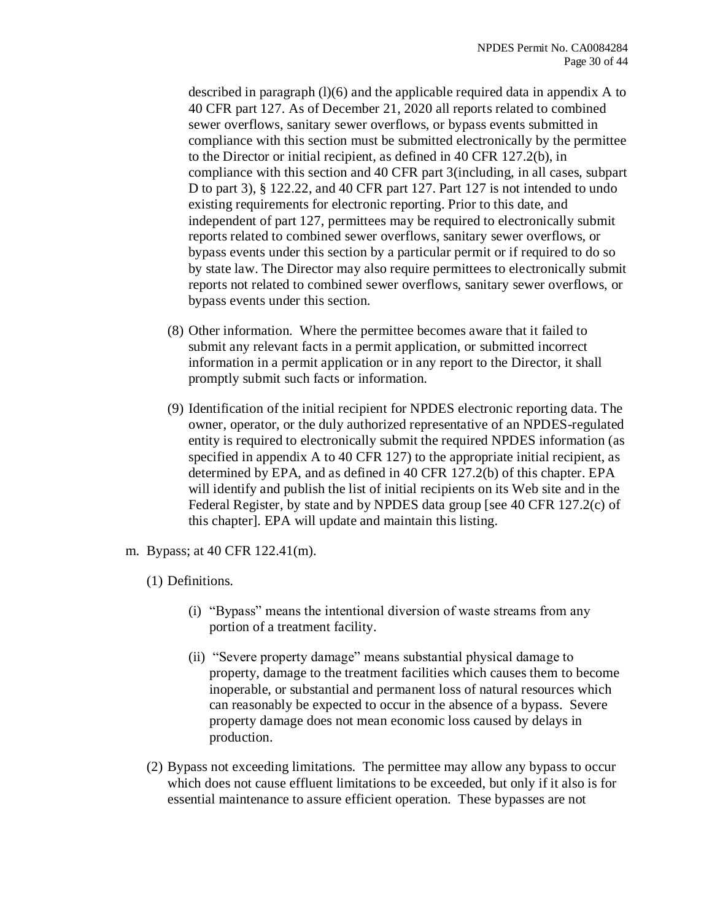described in paragraph (l)(6) and the applicable required data in appendix A to 40 CFR part 127. As of December 21, 2020 all reports related to combined sewer overflows, sanitary sewer overflows, or bypass events submitted in compliance with this section must be submitted electronically by the permittee to the Director or initial recipient, as defined in 40 CFR 127.2(b), in compliance with this section and 40 CFR part 3(including, in all cases, subpart D to part 3), § 122.22, and 40 CFR part 127. Part 127 is not intended to undo existing requirements for electronic reporting. Prior to this date, and independent of part 127, permittees may be required to electronically submit reports related to combined sewer overflows, sanitary sewer overflows, or bypass events under this section by a particular permit or if required to do so by state law. The Director may also require permittees to electronically submit reports not related to combined sewer overflows, sanitary sewer overflows, or bypass events under this section.

(8) Other information. Where the permittee becomes aware that it failed to submit any relevant facts in a permit application, or submitted incorrect information in a permit application or in any report to the Director, it shall promptly submit such facts or information.

(9) Identification of the initial recipient for NPDES electronic reporting data. The owner, operator, or the duly authorized representative of an NPDES-regulated entity is required to electronically submit the required NPDES information (as specified in appendix A to 40 CFR 127) to the appropriate initial recipient, as determined by EPA, and as defined in 40 CFR 127.2(b) of this chapter. EPA will identify and publish the list of initial recipients on its Web site and in the Federal Register, by state and by NPDES data group [see 40 CFR 127.2(c) of this chapter]. EPA will update and maintain this listing.

m. Bypass; at 40 CFR 122.41(m).

(1) Definitions.

(i) "Bypass" means the intentional diversion of waste streams from any portion of a treatment facility.

(ii) "Severe property damage" means substantial physical damage to property, damage to the treatment facilities which causes them to become inoperable, or substantial and permanent loss of natural resources which can reasonably be expected to occur in the absence of a bypass. Severe property damage does not mean economic loss caused by delays in production.

(2) Bypass not exceeding limitations. The permittee may allow any bypass to occur which does not cause effluent limitations to be exceeded, but only if it also is for essential maintenance to assure efficient operation. These bypasses are not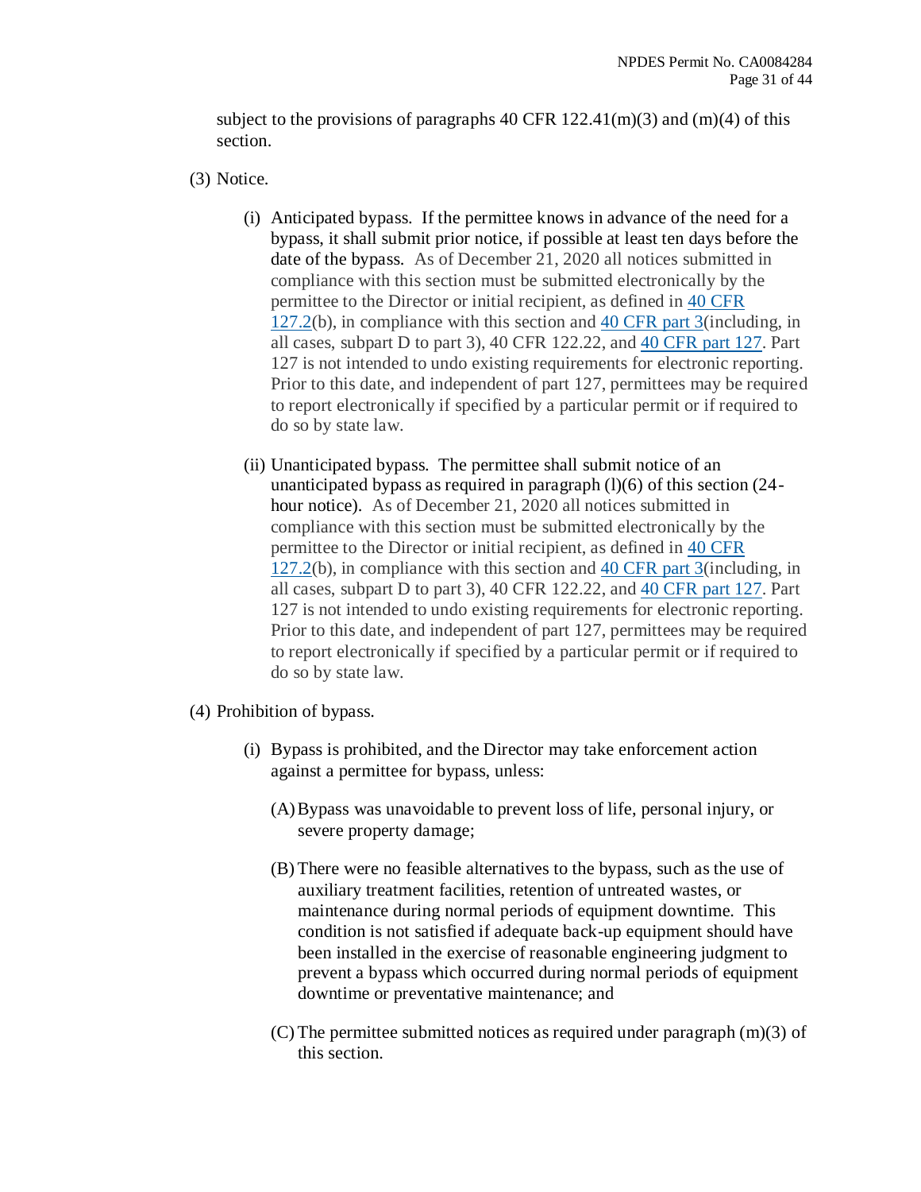subject to the provisions of paragraphs 40 CFR 122.41(m)(3) and (m)(4) of this section.

(3) Notice.

(i) Anticipated bypass. If the permittee knows in advance of the need for a bypass, it shall submit prior notice, if possible at least ten days before the date of the bypass. As of December 21, 2020 all notices submitted in compliance with this section must be submitted electronically by the permittee to the Director or initial recipient, as defined in 40 CFR 127.2(b), in compliance with this section and 40 CFR part 3(including, in all cases, subpart D to part 3), 40 CFR 122.22, and 40 CFR part 127. Part 127 is not intended to undo existing requirements for electronic reporting. Prior to this date, and independent of part 127, permittees may be required to report electronically if specified by a particular permit or if required to do so by state law.

(ii) Unanticipated bypass. The permittee shall submit notice of an unanticipated bypass as required in paragraph (l)(6) of this section (24-hour notice). As of December 21, 2020 all notices submitted in compliance with this section must be submitted electronically by the permittee to the Director or initial recipient, as defined in 40 CFR 127.2(b), in compliance with this section and 40 CFR part 3(including, in all cases, subpart D to part 3), 40 CFR 122.22, and 40 CFR part 127. Part 127 is not intended to undo existing requirements for electronic reporting. Prior to this date, and independent of part 127, permittees may be required to report electronically if specified by a particular permit or if required to do so by state law.

(4) Prohibition of bypass.

(i) Bypass is prohibited, and the Director may take enforcement action against a permittee for bypass, unless:

(A) Bypass was unavoidable to prevent loss of life, personal injury, or severe property damage;

(B) There were no feasible alternatives to the bypass, such as the use of auxiliary treatment facilities, retention of untreated wastes, or maintenance during normal periods of equipment downtime. This condition is not satisfied if adequate back-up equipment should have been installed in the exercise of reasonable engineering judgment to prevent a bypass which occurred during normal periods of equipment downtime or preventative maintenance; and

(C) The permittee submitted notices as required under paragraph (m)(3) of this section.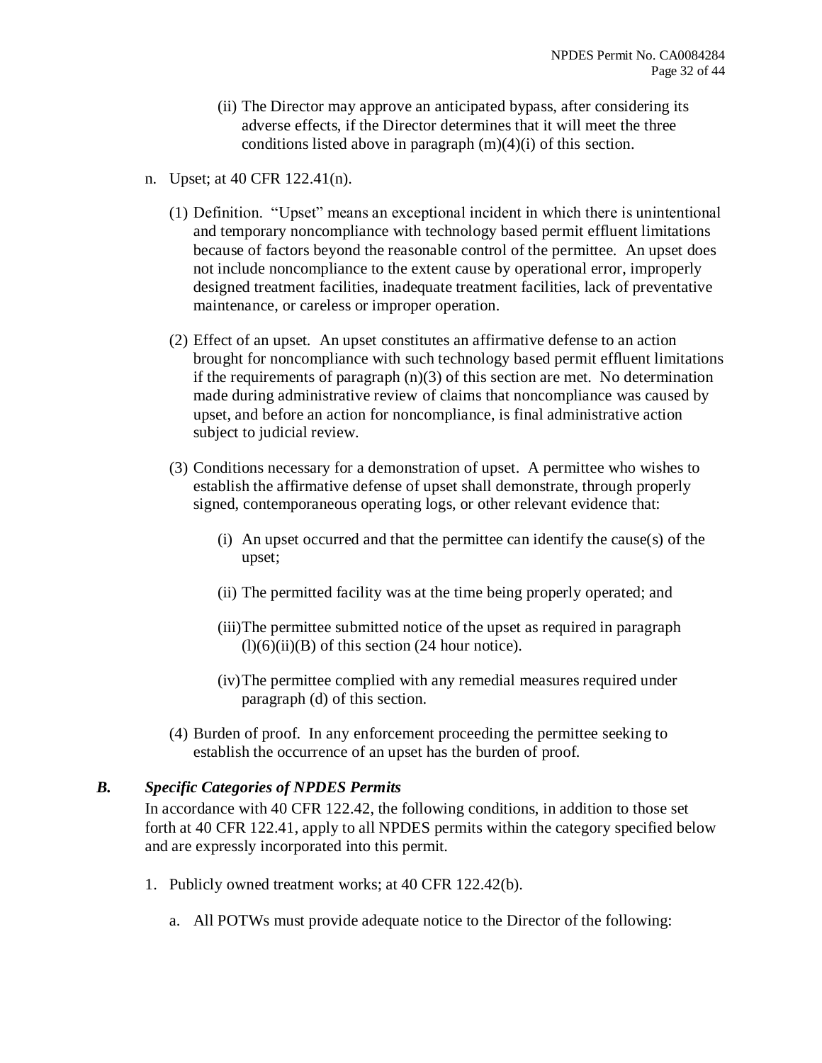(ii) The Director may approve an anticipated bypass, after considering its adverse effects, if the Director determines that it will meet the three conditions listed above in paragraph (m)(4)(i) of this section.

n. Upset; at 40 CFR 122.41(n).

(1) Definition. "Upset" means an exceptional incident in which there is unintentional and temporary noncompliance with technology based permit effluent limitations because of factors beyond the reasonable control of the permittee. An upset does not include noncompliance to the extent cause by operational error, improperly designed treatment facilities, inadequate treatment facilities, lack of preventative maintenance, or careless or improper operation.

(2) Effect of an upset. An upset constitutes an affirmative defense to an action brought for noncompliance with such technology based permit effluent limitations if the requirements of paragraph (n)(3) of this section are met. No determination made during administrative review of claims that noncompliance was caused by upset, and before an action for noncompliance, is final administrative action subject to judicial review.

(3) Conditions necessary for a demonstration of upset. A permittee who wishes to establish the affirmative defense of upset shall demonstrate, through properly signed, contemporaneous operating logs, or other relevant evidence that:

(i) An upset occurred and that the permittee can identify the cause(s) of the upset;

(ii) The permitted facility was at the time being properly operated; and

(iii) The permittee submitted notice of the upset as required in paragraph (l)(6)(ii)(B) of this section (24 hour notice).

(iv) The permittee complied with any remedial measures required under paragraph (d) of this section.

(4) Burden of proof. In any enforcement proceeding the permittee seeking to establish the occurrence of an upset has the burden of proof.

### *B. Specific Categories of NPDES Permits*

In accordance with 40 CFR 122.42, the following conditions, in addition to those set forth at 40 CFR 122.41, apply to all NPDES permits within the category specified below and are expressly incorporated into this permit.

1. Publicly owned treatment works; at 40 CFR 122.42(b).

   a. All POTWs must provide adequate notice to the Director of the following: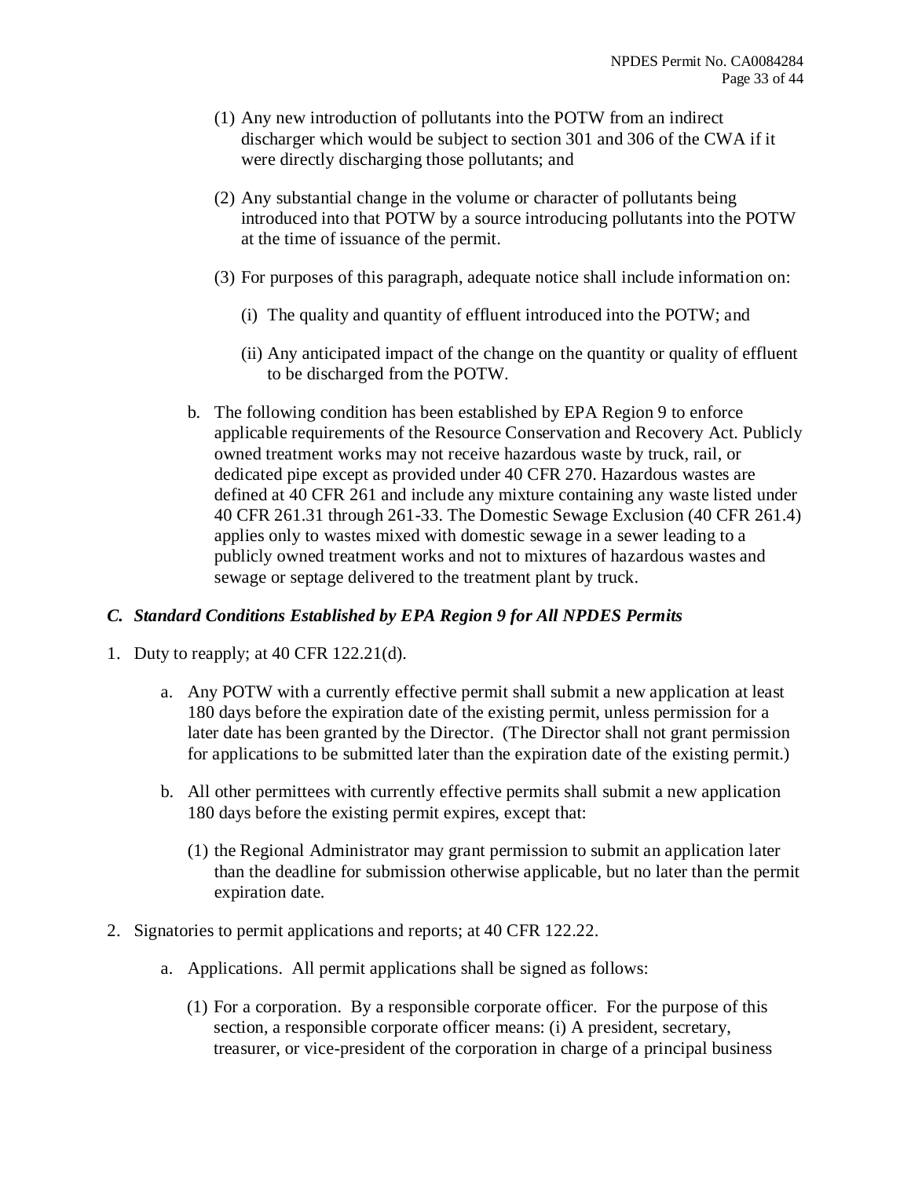(1) Any new introduction of pollutants into the POTW from an indirect discharger which would be subject to section 301 and 306 of the CWA if it were directly discharging those pollutants; and

(2) Any substantial change in the volume or character of pollutants being introduced into that POTW by a source introducing pollutants into the POTW at the time of issuance of the permit.

(3) For purposes of this paragraph, adequate notice shall include information on:

(i) The quality and quantity of effluent introduced into the POTW; and

(ii) Any anticipated impact of the change on the quantity or quality of effluent to be discharged from the POTW.

b. The following condition has been established by EPA Region 9 to enforce applicable requirements of the Resource Conservation and Recovery Act. Publicly owned treatment works may not receive hazardous waste by truck, rail, or dedicated pipe except as provided under 40 CFR 270. Hazardous wastes are defined at 40 CFR 261 and include any mixture containing any waste listed under 40 CFR 261.31 through 261-33. The Domestic Sewage Exclusion (40 CFR 261.4) applies only to wastes mixed with domestic sewage in a sewer leading to a publicly owned treatment works and not to mixtures of hazardous wastes and sewage or septage delivered to the treatment plant by truck.

### *C. Standard Conditions Established by EPA Region 9 for All NPDES Permits*

1. Duty to reapply; at 40 CFR 122.21(d).

   a. Any POTW with a currently effective permit shall submit a new application at least 180 days before the expiration date of the existing permit, unless permission for a later date has been granted by the Director. (The Director shall not grant permission for applications to be submitted later than the expiration date of the existing permit.)

   b. All other permittees with currently effective permits shall submit a new application 180 days before the existing permit expires, except that:

      (1) the Regional Administrator may grant permission to submit an application later than the deadline for submission otherwise applicable, but no later than the permit expiration date.

2. Signatories to permit applications and reports; at 40 CFR 122.22.

   a. Applications. All permit applications shall be signed as follows:

      (1) For a corporation. By a responsible corporate officer. For the purpose of this section, a responsible corporate officer means: (i) A president, secretary, treasurer, or vice-president of the corporation in charge of a principal business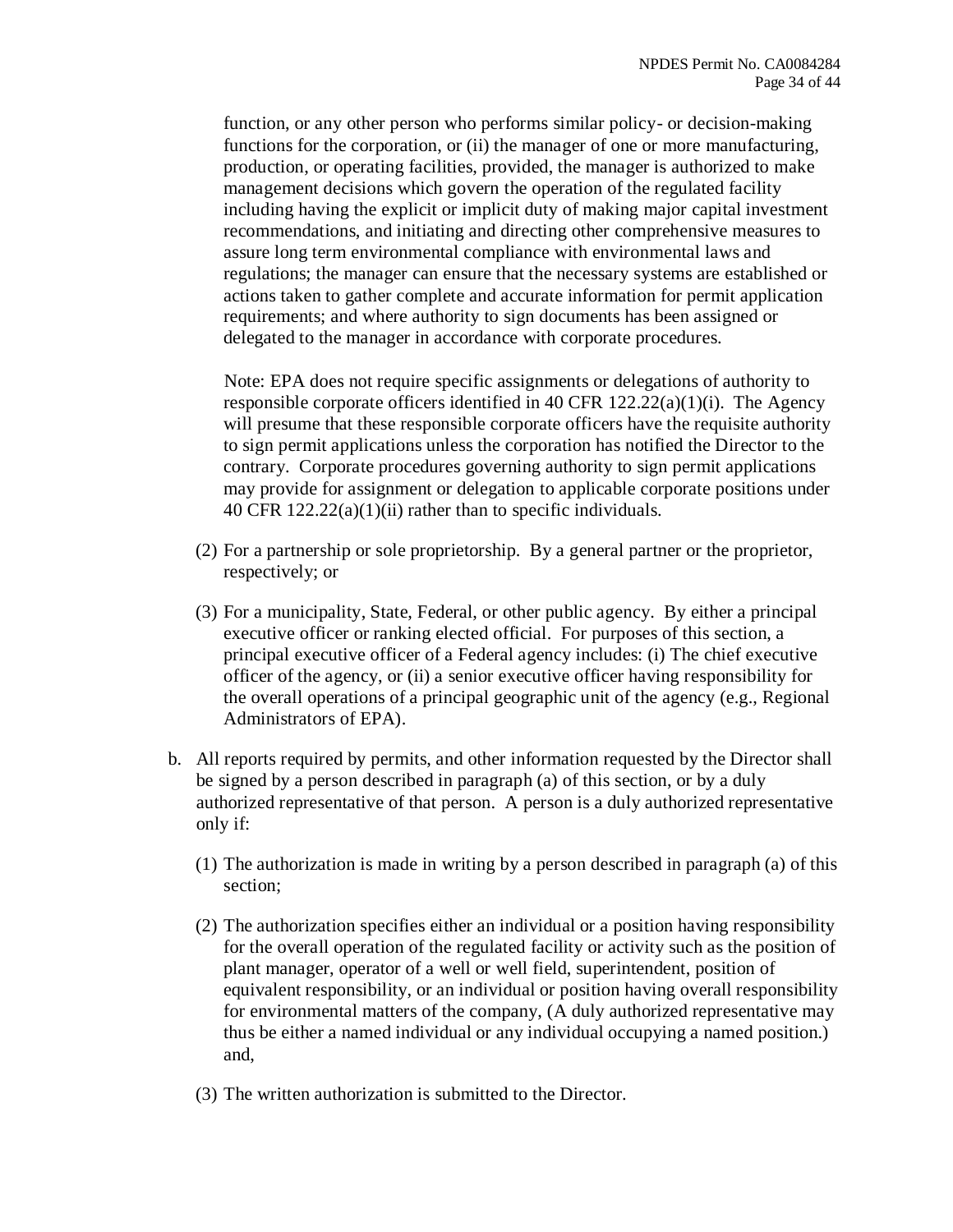function, or any other person who performs similar policy- or decision-making functions for the corporation, or (ii) the manager of one or more manufacturing, production, or operating facilities, provided, the manager is authorized to make management decisions which govern the operation of the regulated facility including having the explicit or implicit duty of making major capital investment recommendations, and initiating and directing other comprehensive measures to assure long term environmental compliance with environmental laws and regulations; the manager can ensure that the necessary systems are established or actions taken to gather complete and accurate information for permit application requirements; and where authority to sign documents has been assigned or delegated to the manager in accordance with corporate procedures.

Note: EPA does not require specific assignments or delegations of authority to responsible corporate officers identified in 40 CFR 122.22(a)(1)(i). The Agency will presume that these responsible corporate officers have the requisite authority to sign permit applications unless the corporation has notified the Director to the contrary. Corporate procedures governing authority to sign permit applications may provide for assignment or delegation to applicable corporate positions under 40 CFR 122.22(a)(1)(ii) rather than to specific individuals.

(2) For a partnership or sole proprietorship. By a general partner or the proprietor, respectively; or

(3) For a municipality, State, Federal, or other public agency. By either a principal executive officer or ranking elected official. For purposes of this section, a principal executive officer of a Federal agency includes: (i) The chief executive officer of the agency, or (ii) a senior executive officer having responsibility for the overall operations of a principal geographic unit of the agency (e.g., Regional Administrators of EPA).

b. All reports required by permits, and other information requested by the Director shall be signed by a person described in paragraph (a) of this section, or by a duly authorized representative of that person. A person is a duly authorized representative only if:

   (1) The authorization is made in writing by a person described in paragraph (a) of this section;

   (2) The authorization specifies either an individual or a position having responsibility for the overall operation of the regulated facility or activity such as the position of plant manager, operator of a well or well field, superintendent, position of equivalent responsibility, or an individual or position having overall responsibility for environmental matters of the company, (A duly authorized representative may thus be either a named individual or any individual occupying a named position.) and,

   (3) The written authorization is submitted to the Director.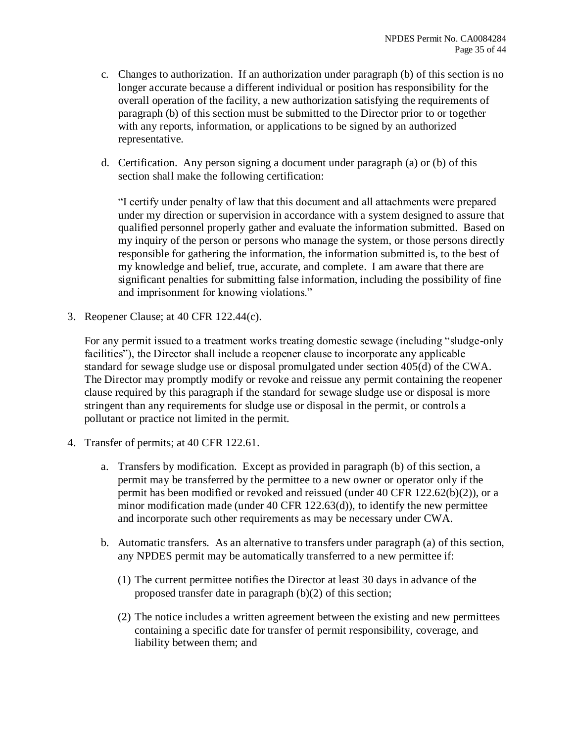c. Changes to authorization. If an authorization under paragraph (b) of this section is no longer accurate because a different individual or position has responsibility for the overall operation of the facility, a new authorization satisfying the requirements of paragraph (b) of this section must be submitted to the Director prior to or together with any reports, information, or applications to be signed by an authorized representative.

d. Certification. Any person signing a document under paragraph (a) or (b) of this section shall make the following certification:

"I certify under penalty of law that this document and all attachments were prepared under my direction or supervision in accordance with a system designed to assure that qualified personnel properly gather and evaluate the information submitted. Based on my inquiry of the person or persons who manage the system, or those persons directly responsible for gathering the information, the information submitted is, to the best of my knowledge and belief, true, accurate, and complete. I am aware that there are significant penalties for submitting false information, including the possibility of fine and imprisonment for knowing violations."

3. Reopener Clause; at 40 CFR 122.44(c).

For any permit issued to a treatment works treating domestic sewage (including "sludge-only facilities"), the Director shall include a reopener clause to incorporate any applicable standard for sewage sludge use or disposal promulgated under section 405(d) of the CWA. The Director may promptly modify or revoke and reissue any permit containing the reopener clause required by this paragraph if the standard for sewage sludge use or disposal is more stringent than any requirements for sludge use or disposal in the permit, or controls a pollutant or practice not limited in the permit.

4. Transfer of permits; at 40 CFR 122.61.

a. Transfers by modification. Except as provided in paragraph (b) of this section, a permit may be transferred by the permittee to a new owner or operator only if the permit has been modified or revoked and reissued (under 40 CFR 122.62(b)(2)), or a minor modification made (under 40 CFR 122.63(d)), to identify the new permittee and incorporate such other requirements as may be necessary under CWA.

b. Automatic transfers. As an alternative to transfers under paragraph (a) of this section, any NPDES permit may be automatically transferred to a new permittee if:

(1) The current permittee notifies the Director at least 30 days in advance of the proposed transfer date in paragraph (b)(2) of this section;

(2) The notice includes a written agreement between the existing and new permittees containing a specific date for transfer of permit responsibility, coverage, and liability between them; and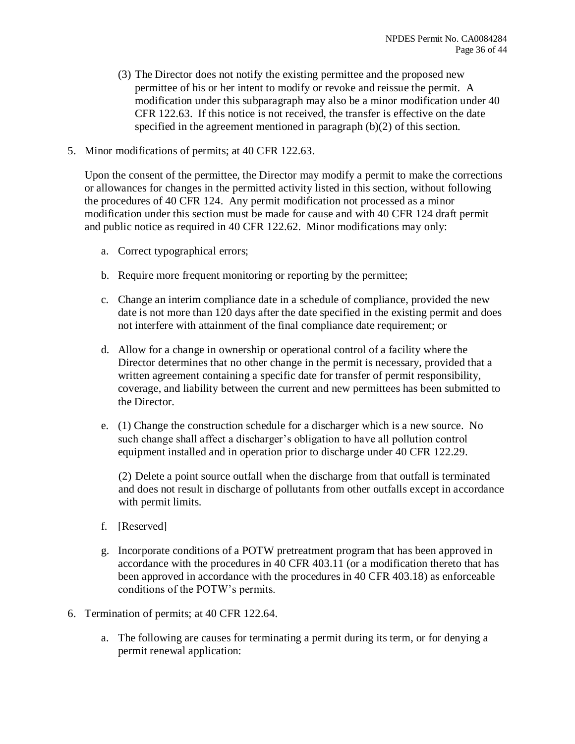(3) The Director does not notify the existing permittee and the proposed new permittee of his or her intent to modify or revoke and reissue the permit. A modification under this subparagraph may also be a minor modification under 40 CFR 122.63. If this notice is not received, the transfer is effective on the date specified in the agreement mentioned in paragraph (b)(2) of this section.

5. Minor modifications of permits; at 40 CFR 122.63.

   Upon the consent of the permittee, the Director may modify a permit to make the corrections or allowances for changes in the permitted activity listed in this section, without following the procedures of 40 CFR 124. Any permit modification not processed as a minor modification under this section must be made for cause and with 40 CFR 124 draft permit and public notice as required in 40 CFR 122.62. Minor modifications may only:

   a. Correct typographical errors;

   b. Require more frequent monitoring or reporting by the permittee;

   c. Change an interim compliance date in a schedule of compliance, provided the new date is not more than 120 days after the date specified in the existing permit and does not interfere with attainment of the final compliance date requirement; or

   d. Allow for a change in ownership or operational control of a facility where the Director determines that no other change in the permit is necessary, provided that a written agreement containing a specific date for transfer of permit responsibility, coverage, and liability between the current and new permittees has been submitted to the Director.

   e. (1) Change the construction schedule for a discharger which is a new source. No such change shall affect a discharger's obligation to have all pollution control equipment installed and in operation prior to discharge under 40 CFR 122.29.

      (2) Delete a point source outfall when the discharge from that outfall is terminated and does not result in discharge of pollutants from other outfalls except in accordance with permit limits.

   f. [Reserved]

   g. Incorporate conditions of a POTW pretreatment program that has been approved in accordance with the procedures in 40 CFR 403.11 (or a modification thereto that has been approved in accordance with the procedures in 40 CFR 403.18) as enforceable conditions of the POTW's permits.

6. Termination of permits; at 40 CFR 122.64.

   a. The following are causes for terminating a permit during its term, or for denying a permit renewal application: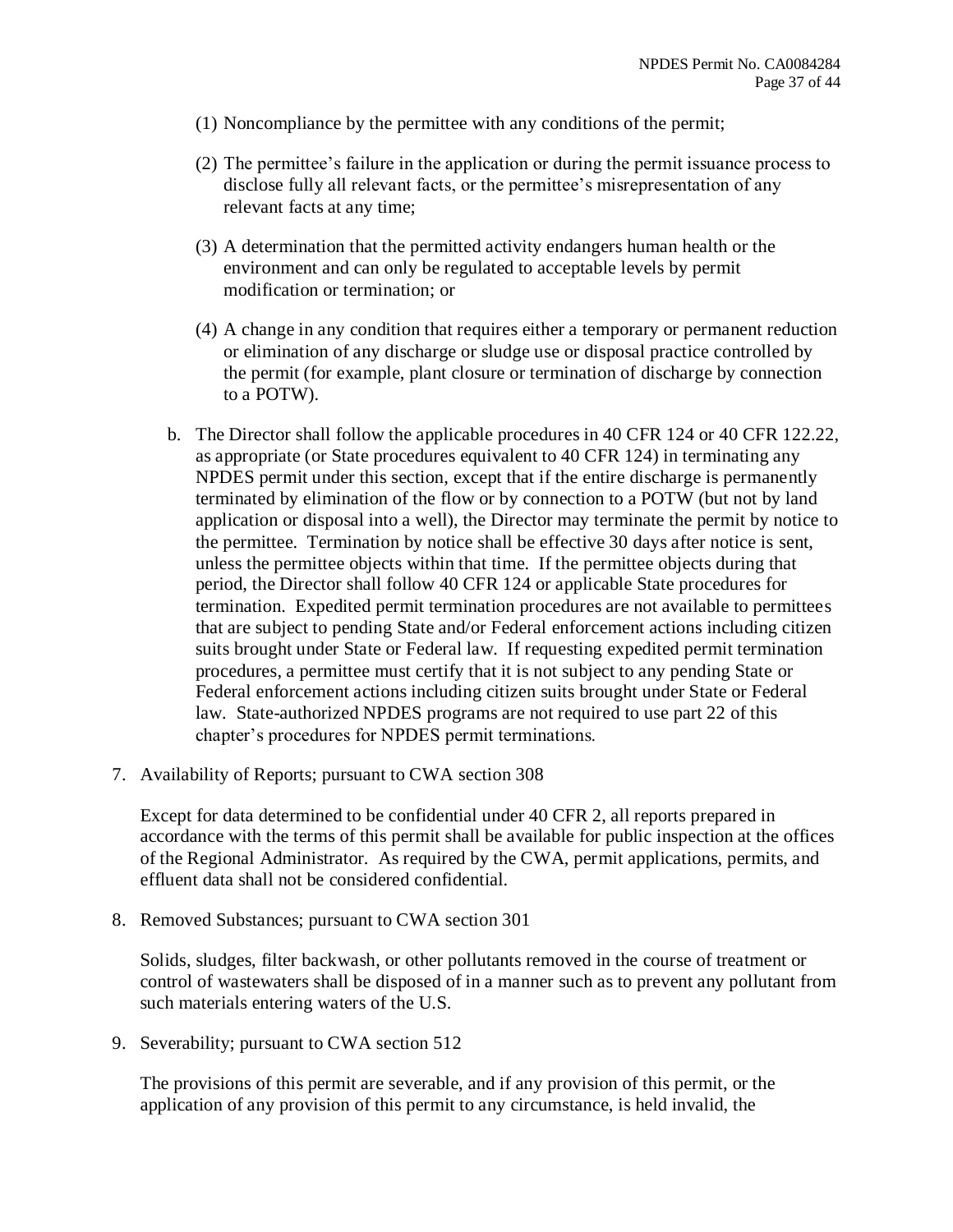(1) Noncompliance by the permittee with any conditions of the permit;

(2) The permittee's failure in the application or during the permit issuance process to disclose fully all relevant facts, or the permittee's misrepresentation of any relevant facts at any time;

(3) A determination that the permitted activity endangers human health or the environment and can only be regulated to acceptable levels by permit modification or termination; or

(4) A change in any condition that requires either a temporary or permanent reduction or elimination of any discharge or sludge use or disposal practice controlled by the permit (for example, plant closure or termination of discharge by connection to a POTW).

b. The Director shall follow the applicable procedures in 40 CFR 124 or 40 CFR 122.22, as appropriate (or State procedures equivalent to 40 CFR 124) in terminating any NPDES permit under this section, except that if the entire discharge is permanently terminated by elimination of the flow or by connection to a POTW (but not by land application or disposal into a well), the Director may terminate the permit by notice to the permittee. Termination by notice shall be effective 30 days after notice is sent, unless the permittee objects within that time. If the permittee objects during that period, the Director shall follow 40 CFR 124 or applicable State procedures for termination. Expedited permit termination procedures are not available to permittees that are subject to pending State and/or Federal enforcement actions including citizen suits brought under State or Federal law. If requesting expedited permit termination procedures, a permittee must certify that it is not subject to any pending State or Federal enforcement actions including citizen suits brought under State or Federal law. State-authorized NPDES programs are not required to use part 22 of this chapter's procedures for NPDES permit terminations.

7. Availability of Reports; pursuant to CWA section 308

Except for data determined to be confidential under 40 CFR 2, all reports prepared in accordance with the terms of this permit shall be available for public inspection at the offices of the Regional Administrator. As required by the CWA, permit applications, permits, and effluent data shall not be considered confidential.

8. Removed Substances; pursuant to CWA section 301

Solids, sludges, filter backwash, or other pollutants removed in the course of treatment or control of wastewaters shall be disposed of in a manner such as to prevent any pollutant from such materials entering waters of the U.S.

9. Severability; pursuant to CWA section 512

The provisions of this permit are severable, and if any provision of this permit, or the application of any provision of this permit to any circumstance, is held invalid, the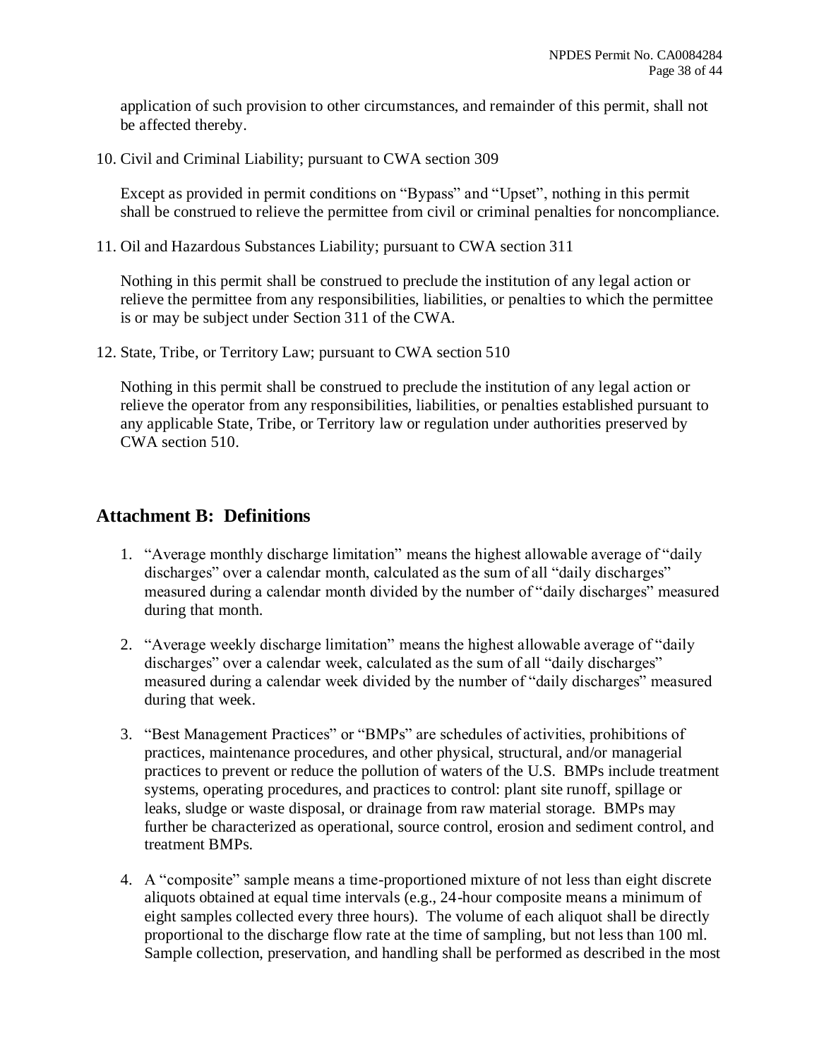application of such provision to other circumstances, and remainder of this permit, shall not be affected thereby.

10. Civil and Criminal Liability; pursuant to CWA section 309

    Except as provided in permit conditions on "Bypass" and "Upset", nothing in this permit shall be construed to relieve the permittee from civil or criminal penalties for noncompliance.

11. Oil and Hazardous Substances Liability; pursuant to CWA section 311

    Nothing in this permit shall be construed to preclude the institution of any legal action or relieve the permittee from any responsibilities, liabilities, or penalties to which the permittee is or may be subject under Section 311 of the CWA.

12. State, Tribe, or Territory Law; pursuant to CWA section 510

    Nothing in this permit shall be construed to preclude the institution of any legal action or relieve the operator from any responsibilities, liabilities, or penalties established pursuant to any applicable State, Tribe, or Territory law or regulation under authorities preserved by CWA section 510.

## Attachment B: Definitions

1. "Average monthly discharge limitation" means the highest allowable average of "daily discharges" over a calendar month, calculated as the sum of all "daily discharges" measured during a calendar month divided by the number of "daily discharges" measured during that month.

2. "Average weekly discharge limitation" means the highest allowable average of "daily discharges" over a calendar week, calculated as the sum of all "daily discharges" measured during a calendar week divided by the number of "daily discharges" measured during that week.

3. "Best Management Practices" or "BMPs" are schedules of activities, prohibitions of practices, maintenance procedures, and other physical, structural, and/or managerial practices to prevent or reduce the pollution of waters of the U.S. BMPs include treatment systems, operating procedures, and practices to control: plant site runoff, spillage or leaks, sludge or waste disposal, or drainage from raw material storage. BMPs may further be characterized as operational, source control, erosion and sediment control, and treatment BMPs.

4. A "composite" sample means a time-proportioned mixture of not less than eight discrete aliquots obtained at equal time intervals (e.g., 24-hour composite means a minimum of eight samples collected every three hours). The volume of each aliquot shall be directly proportional to the discharge flow rate at the time of sampling, but not less than 100 ml. Sample collection, preservation, and handling shall be performed as described in the most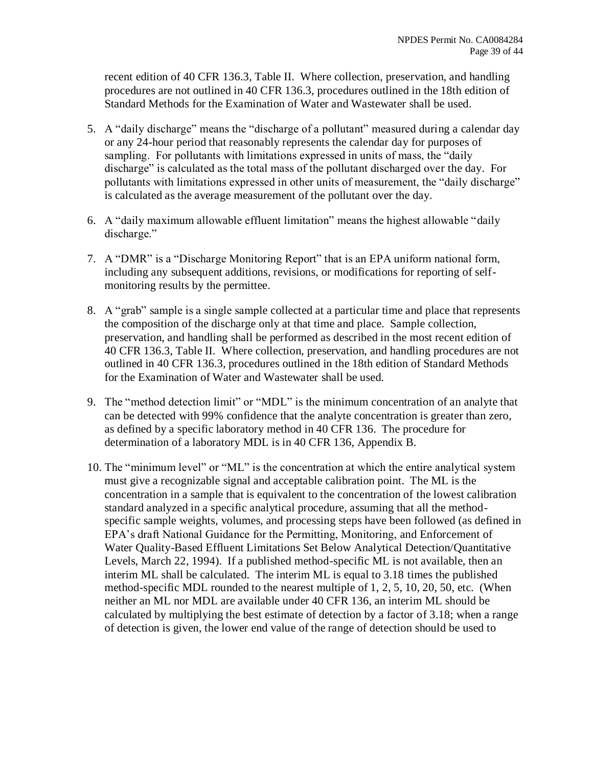recent edition of 40 CFR 136.3, Table II. Where collection, preservation, and handling procedures are not outlined in 40 CFR 136.3, procedures outlined in the 18th edition of Standard Methods for the Examination of Water and Wastewater shall be used.

5. A "daily discharge" means the "discharge of a pollutant" measured during a calendar day or any 24-hour period that reasonably represents the calendar day for purposes of sampling. For pollutants with limitations expressed in units of mass, the "daily discharge" is calculated as the total mass of the pollutant discharged over the day. For pollutants with limitations expressed in other units of measurement, the "daily discharge" is calculated as the average measurement of the pollutant over the day.

6. A "daily maximum allowable effluent limitation" means the highest allowable "daily discharge."

7. A "DMR" is a "Discharge Monitoring Report" that is an EPA uniform national form, including any subsequent additions, revisions, or modifications for reporting of self-monitoring results by the permittee.

8. A "grab" sample is a single sample collected at a particular time and place that represents the composition of the discharge only at that time and place. Sample collection, preservation, and handling shall be performed as described in the most recent edition of 40 CFR 136.3, Table II. Where collection, preservation, and handling procedures are not outlined in 40 CFR 136.3, procedures outlined in the 18th edition of Standard Methods for the Examination of Water and Wastewater shall be used.

9. The "method detection limit" or "MDL" is the minimum concentration of an analyte that can be detected with 99% confidence that the analyte concentration is greater than zero, as defined by a specific laboratory method in 40 CFR 136. The procedure for determination of a laboratory MDL is in 40 CFR 136, Appendix B.

10. The "minimum level" or "ML" is the concentration at which the entire analytical system must give a recognizable signal and acceptable calibration point. The ML is the concentration in a sample that is equivalent to the concentration of the lowest calibration standard analyzed in a specific analytical procedure, assuming that all the method-specific sample weights, volumes, and processing steps have been followed (as defined in EPA's draft National Guidance for the Permitting, Monitoring, and Enforcement of Water Quality-Based Effluent Limitations Set Below Analytical Detection/Quantitative Levels, March 22, 1994). If a published method-specific ML is not available, then an interim ML shall be calculated. The interim ML is equal to 3.18 times the published method-specific MDL rounded to the nearest multiple of 1, 2, 5, 10, 20, 50, etc. (When neither an ML nor MDL are available under 40 CFR 136, an interim ML should be calculated by multiplying the best estimate of detection by a factor of 3.18; when a range of detection is given, the lower end value of the range of detection should be used to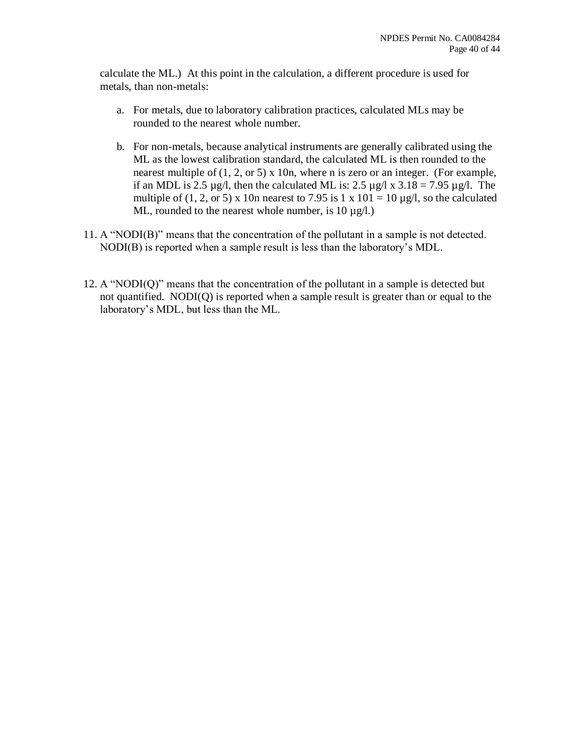calculate the ML.) At this point in the calculation, a different procedure is used for metals, than non-metals:

a. For metals, due to laboratory calibration practices, calculated MLs may be rounded to the nearest whole number.

b. For non-metals, because analytical instruments are generally calibrated using the ML as the lowest calibration standard, the calculated ML is then rounded to the nearest multiple of (1, 2, or 5) x 10n, where n is zero or an integer. (For example, if an MDL is 2.5 µg/l, then the calculated ML is: 2.5 µg/l x 3.18 = 7.95 µg/l. The multiple of (1, 2, or 5) x 10n nearest to 7.95 is 1 x 101 = 10 µg/l, so the calculated ML, rounded to the nearest whole number, is 10 µg/l.)

11. A "NODI(B)" means that the concentration of the pollutant in a sample is not detected. NODI(B) is reported when a sample result is less than the laboratory's MDL.

12. A "NODI(Q)" means that the concentration of the pollutant in a sample is detected but not quantified. NODI(Q) is reported when a sample result is greater than or equal to the laboratory's MDL, but less than the ML.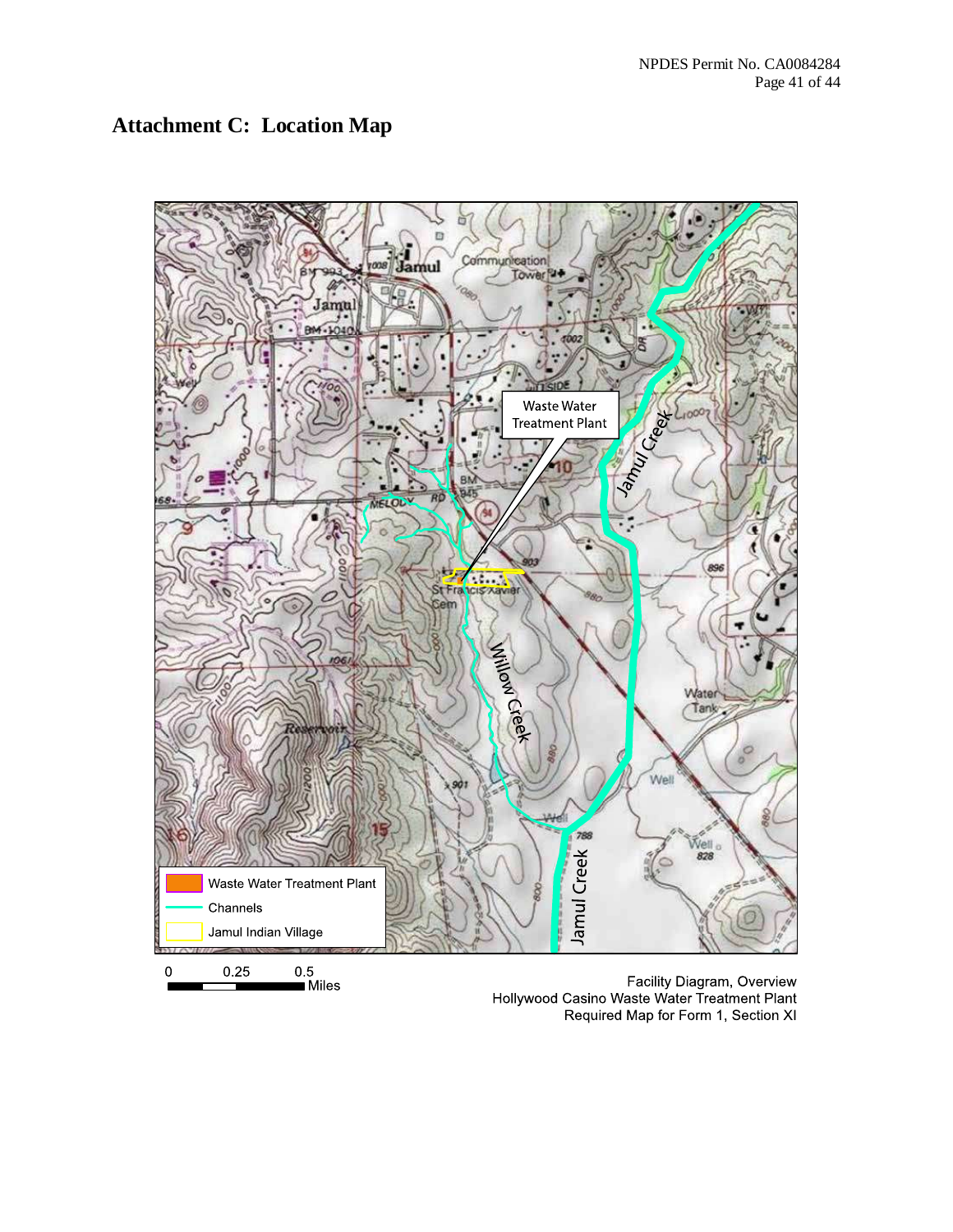# Attachment C: Location Map

Facility Diagram, Overview
Hollywood Casino Waste Water Treatment Plant
Required Map for Form 1, Section XI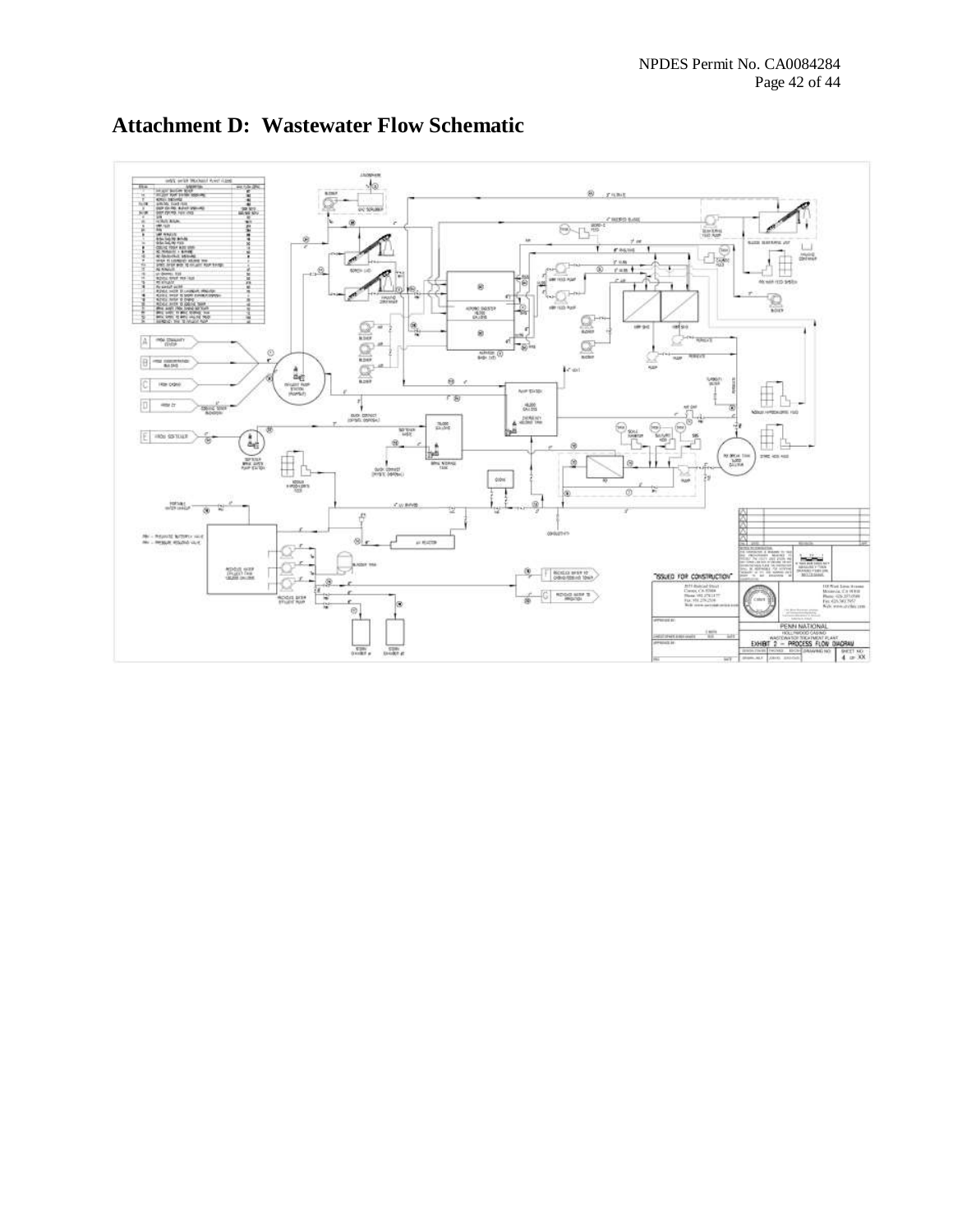## Attachment D: Wastewater Flow Schematic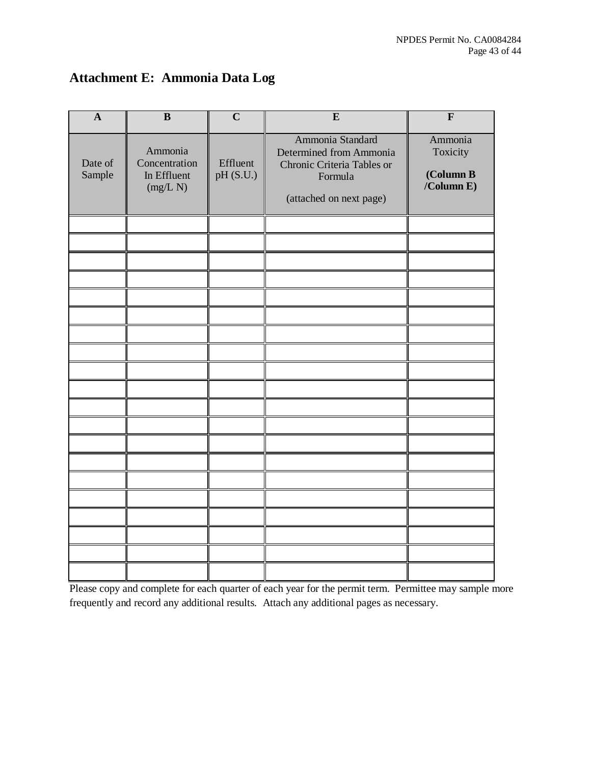## Attachment E: Ammonia Data Log

| A | B | C | E | F |
|---|---|---|---|---|
| Date of Sample | Ammonia Concentration In Effluent (mg/L N) | Effluent pH (S.U.) | Ammonia Standard Determined from Ammonia Chronic Criteria Tables or Formula (attached on next page) | Ammonia Toxicity **(Column B /Column E)** |
| | | | | |
| | | | | |
| | | | | |
| | | | | |
| | | | | |
| | | | | |
| | | | | |
| | | | | |
| | | | | |
| | | | | |
| | | | | |
| | | | | |
| | | | | |
| | | | | |
| | | | | |
| | | | | |
| | | | | |
| | | | | |
| | | | | |
| | | | | |

Please copy and complete for each quarter of each year for the permit term. Permittee may sample more frequently and record any additional results. Attach any additional pages as necessary.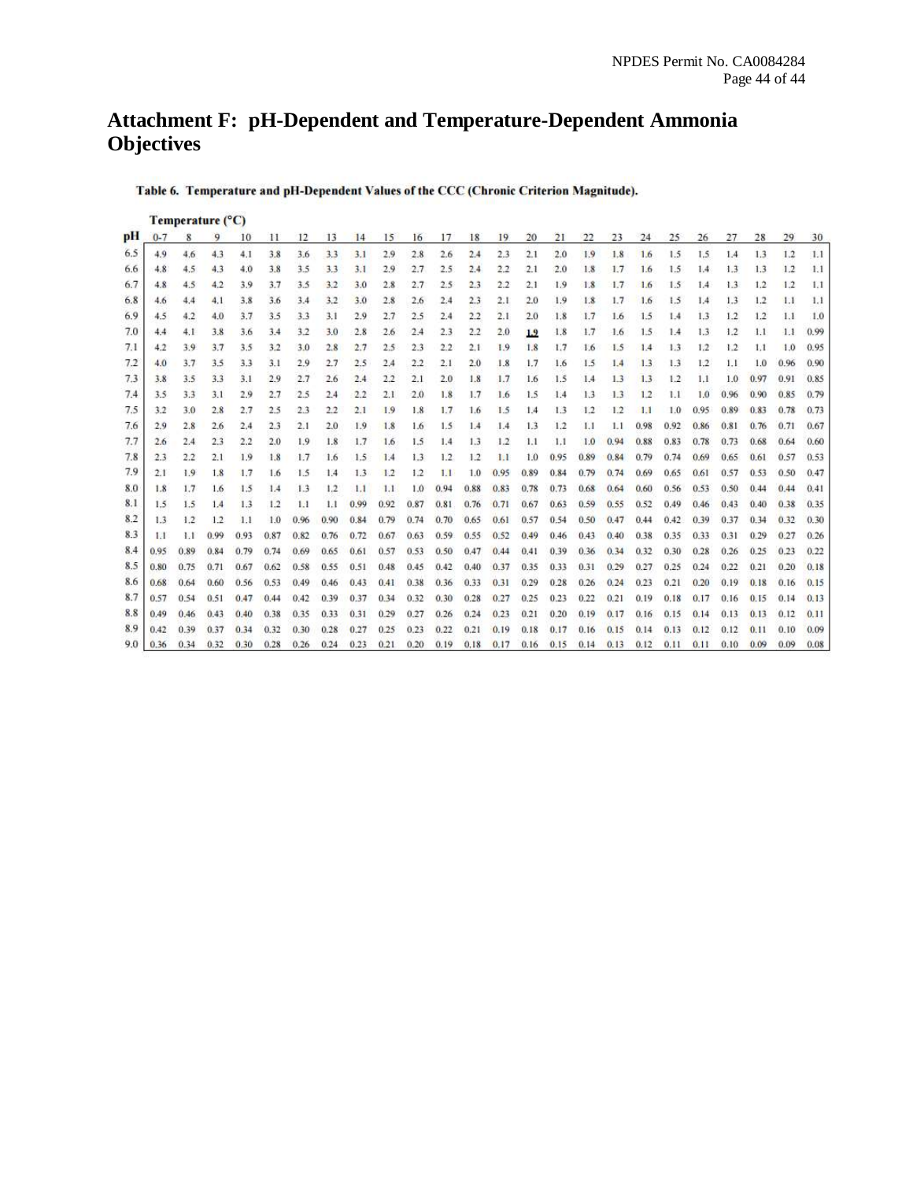# Attachment F: pH-Dependent and Temperature-Dependent Ammonia Objectives

**Table 6. Temperature and pH-Dependent Values of the CCC (Chronic Criterion Magnitude).**

| | Temperature (°C) | | | | | | | | | | | | | | | | | | | | | | | |
|---|---|---|---|---|---|---|---|---|---|---|---|---|---|---|---|---|---|---|---|---|---|---|---|---|
| pH | 0-7 | 8 | 9 | 10 | 11 | 12 | 13 | 14 | 15 | 16 | 17 | 18 | 19 | 20 | 21 | 22 | 23 | 24 | 25 | 26 | 27 | 28 | 29 | 30 |
| 6.5 | 4.9 | 4.6 | 4.3 | 4.1 | 3.8 | 3.6 | 3.3 | 3.1 | 2.9 | 2.8 | 2.6 | 2.4 | 2.3 | 2.1 | 2.0 | 1.9 | 1.8 | 1.6 | 1.5 | 1.5 | 1.4 | 1.3 | 1.2 | 1.1 |
| 6.6 | 4.8 | 4.5 | 4.3 | 4.0 | 3.8 | 3.5 | 3.3 | 3.1 | 2.9 | 2.7 | 2.5 | 2.4 | 2.2 | 2.1 | 2.0 | 1.8 | 1.7 | 1.6 | 1.5 | 1.4 | 1.3 | 1.3 | 1.2 | 1.1 |
| 6.7 | 4.8 | 4.5 | 4.2 | 3.9 | 3.7 | 3.5 | 3.2 | 3.0 | 2.8 | 2.7 | 2.5 | 2.3 | 2.2 | 2.1 | 1.9 | 1.8 | 1.7 | 1.6 | 1.5 | 1.4 | 1.3 | 1.2 | 1.2 | 1.1 |
| 6.8 | 4.6 | 4.4 | 4.1 | 3.8 | 3.6 | 3.4 | 3.2 | 3.0 | 2.8 | 2.6 | 2.4 | 2.3 | 2.1 | 2.0 | 1.9 | 1.8 | 1.7 | 1.6 | 1.5 | 1.4 | 1.3 | 1.2 | 1.1 | 1.1 |
| 6.9 | 4.5 | 4.2 | 4.0 | 3.7 | 3.5 | 3.3 | 3.1 | 2.9 | 2.7 | 2.5 | 2.4 | 2.2 | 2.1 | 2.0 | 1.8 | 1.7 | 1.6 | 1.5 | 1.4 | 1.3 | 1.2 | 1.2 | 1.1 | 1.0 |
| 7.0 | 4.4 | 4.1 | 3.8 | 3.6 | 3.4 | 3.2 | 3.0 | 2.8 | 2.6 | 2.4 | 2.3 | 2.2 | 2.0 | 1.9 | 1.8 | 1.7 | 1.6 | 1.5 | 1.4 | 1.3 | 1.2 | 1.1 | 1.1 | 0.99 |
| 7.1 | 4.2 | 3.9 | 3.7 | 3.5 | 3.2 | 3.0 | 2.8 | 2.7 | 2.5 | 2.3 | 2.2 | 2.1 | 1.9 | 1.8 | 1.7 | 1.6 | 1.5 | 1.4 | 1.3 | 1.2 | 1.2 | 1.1 | 1.0 | 0.95 |
| 7.2 | 4.0 | 3.7 | 3.5 | 3.3 | 3.1 | 2.9 | 2.7 | 2.5 | 2.4 | 2.2 | 2.1 | 2.0 | 1.8 | 1.7 | 1.6 | 1.5 | 1.4 | 1.3 | 1.3 | 1.2 | 1.1 | 1.0 | 0.96 | 0.90 |
| 7.3 | 3.8 | 3.5 | 3.3 | 3.1 | 2.9 | 2.7 | 2.6 | 2.4 | 2.2 | 2.1 | 2.0 | 1.8 | 1.7 | 1.6 | 1.5 | 1.4 | 1.3 | 1.3 | 1.2 | 1.1 | 1.0 | 0.97 | 0.91 | 0.85 |
| 7.4 | 3.5 | 3.3 | 3.1 | 2.9 | 2.7 | 2.5 | 2.4 | 2.2 | 2.1 | 2.0 | 1.8 | 1.7 | 1.6 | 1.5 | 1.4 | 1.3 | 1.3 | 1.2 | 1.1 | 1.0 | 0.96 | 0.90 | 0.85 | 0.79 |
| 7.5 | 3.2 | 3.0 | 2.8 | 2.7 | 2.5 | 2.3 | 2.2 | 2.1 | 1.9 | 1.8 | 1.7 | 1.6 | 1.5 | 1.4 | 1.3 | 1.2 | 1.2 | 1.1 | 1.0 | 0.95 | 0.89 | 0.83 | 0.78 | 0.73 |
| 7.6 | 2.9 | 2.8 | 2.6 | 2.4 | 2.3 | 2.1 | 2.0 | 1.9 | 1.8 | 1.6 | 1.5 | 1.4 | 1.4 | 1.3 | 1.2 | 1.1 | 1.1 | 0.98 | 0.92 | 0.86 | 0.81 | 0.76 | 0.71 | 0.67 |
| 7.7 | 2.6 | 2.4 | 2.3 | 2.2 | 2.0 | 1.9 | 1.8 | 1.7 | 1.6 | 1.5 | 1.4 | 1.3 | 1.2 | 1.1 | 1.1 | 1.0 | 0.94 | 0.88 | 0.83 | 0.78 | 0.73 | 0.68 | 0.64 | 0.60 |
| 7.8 | 2.3 | 2.2 | 2.1 | 1.9 | 1.8 | 1.7 | 1.6 | 1.5 | 1.4 | 1.3 | 1.2 | 1.2 | 1.1 | 1.0 | 0.95 | 0.89 | 0.84 | 0.79 | 0.74 | 0.69 | 0.65 | 0.61 | 0.57 | 0.53 |
| 7.9 | 2.1 | 1.9 | 1.8 | 1.7 | 1.6 | 1.5 | 1.4 | 1.3 | 1.2 | 1.2 | 1.1 | 1.0 | 0.95 | 0.89 | 0.84 | 0.79 | 0.74 | 0.69 | 0.65 | 0.61 | 0.57 | 0.53 | 0.50 | 0.47 |
| 8.0 | 1.8 | 1.7 | 1.6 | 1.5 | 1.4 | 1.3 | 1.2 | 1.1 | 1.1 | 1.0 | 0.94 | 0.88 | 0.83 | 0.78 | 0.73 | 0.68 | 0.64 | 0.60 | 0.56 | 0.53 | 0.50 | 0.44 | 0.44 | 0.41 |
| 8.1 | 1.5 | 1.5 | 1.4 | 1.3 | 1.2 | 1.1 | 1.1 | 0.99 | 0.92 | 0.87 | 0.81 | 0.76 | 0.71 | 0.67 | 0.63 | 0.59 | 0.55 | 0.52 | 0.49 | 0.46 | 0.43 | 0.40 | 0.38 | 0.35 |
| 8.2 | 1.3 | 1.2 | 1.2 | 1.1 | 1.0 | 0.96 | 0.90 | 0.84 | 0.79 | 0.74 | 0.70 | 0.65 | 0.61 | 0.57 | 0.54 | 0.50 | 0.47 | 0.44 | 0.42 | 0.39 | 0.37 | 0.34 | 0.32 | 0.30 |
| 8.3 | 1.1 | 1.1 | 0.99 | 0.93 | 0.87 | 0.82 | 0.76 | 0.72 | 0.67 | 0.63 | 0.59 | 0.55 | 0.52 | 0.49 | 0.46 | 0.43 | 0.40 | 0.38 | 0.35 | 0.33 | 0.31 | 0.29 | 0.27 | 0.26 |
| 8.4 | 0.95 | 0.89 | 0.84 | 0.79 | 0.74 | 0.69 | 0.65 | 0.61 | 0.57 | 0.53 | 0.50 | 0.47 | 0.44 | 0.41 | 0.39 | 0.36 | 0.34 | 0.32 | 0.30 | 0.28 | 0.26 | 0.25 | 0.23 | 0.22 |
| 8.5 | 0.80 | 0.75 | 0.71 | 0.67 | 0.62 | 0.58 | 0.55 | 0.51 | 0.48 | 0.45 | 0.42 | 0.40 | 0.37 | 0.35 | 0.33 | 0.31 | 0.29 | 0.27 | 0.25 | 0.24 | 0.22 | 0.21 | 0.20 | 0.18 |
| 8.6 | 0.68 | 0.64 | 0.60 | 0.56 | 0.53 | 0.49 | 0.46 | 0.43 | 0.41 | 0.38 | 0.36 | 0.33 | 0.31 | 0.29 | 0.28 | 0.26 | 0.24 | 0.23 | 0.21 | 0.20 | 0.19 | 0.18 | 0.16 | 0.15 |
| 8.7 | 0.57 | 0.54 | 0.51 | 0.47 | 0.44 | 0.42 | 0.39 | 0.37 | 0.34 | 0.32 | 0.30 | 0.28 | 0.27 | 0.25 | 0.23 | 0.22 | 0.21 | 0.19 | 0.18 | 0.17 | 0.16 | 0.15 | 0.14 | 0.13 |
| 8.8 | 0.49 | 0.46 | 0.43 | 0.40 | 0.38 | 0.35 | 0.33 | 0.31 | 0.29 | 0.27 | 0.26 | 0.24 | 0.23 | 0.21 | 0.20 | 0.19 | 0.17 | 0.16 | 0.15 | 0.14 | 0.13 | 0.13 | 0.12 | 0.11 |
| 8.9 | 0.42 | 0.39 | 0.37 | 0.34 | 0.32 | 0.30 | 0.28 | 0.27 | 0.25 | 0.23 | 0.22 | 0.21 | 0.19 | 0.18 | 0.17 | 0.16 | 0.15 | 0.14 | 0.13 | 0.12 | 0.12 | 0.11 | 0.10 | 0.09 |
| 9.0 | 0.36 | 0.34 | 0.32 | 0.30 | 0.28 | 0.26 | 0.24 | 0.23 | 0.21 | 0.20 | 0.19 | 0.18 | 0.17 | 0.16 | 0.15 | 0.14 | 0.13 | 0.12 | 0.11 | 0.11 | 0.10 | 0.09 | 0.09 | 0.08 |